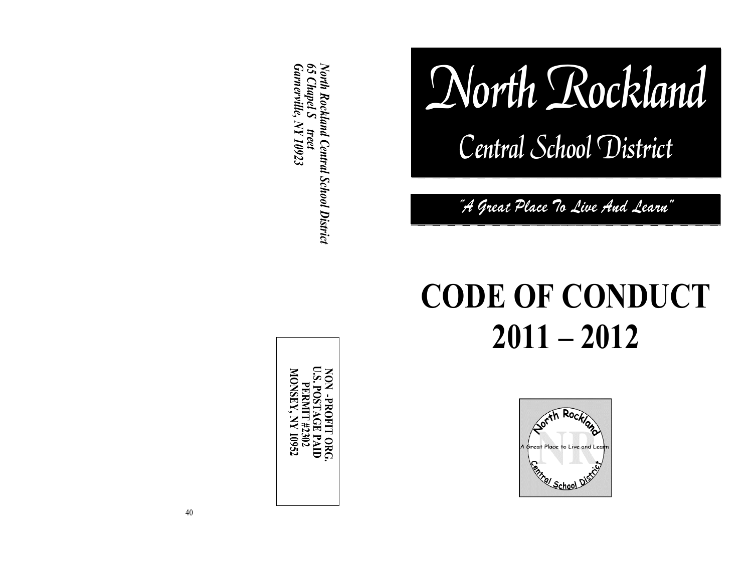*North Rockland Central School District*
*65 Chapel Street*
*Garnerville, NY 10923*

NON-PROFIT ORG.
U.S. POSTAGE PAID
PERMIT #2302
MONSEY, NY 10952

# North Rockland

## Central School District

*"A Great Place To Live And Learn"*

# CODE OF CONDUCT 2011 – 2012

North Rockland
A Great Place to Live and Learn
Central School District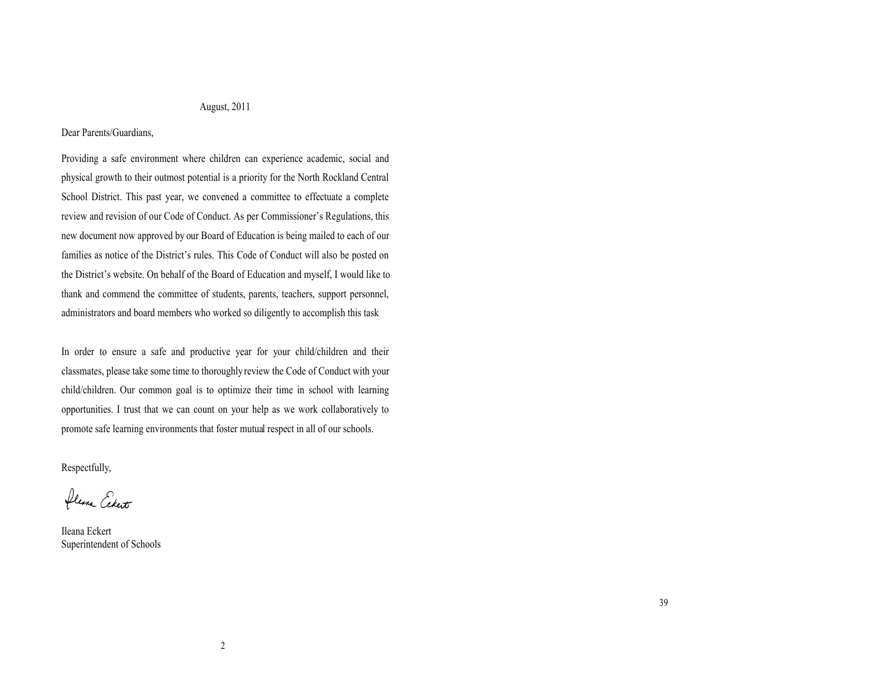August, 2011

Dear Parents/Guardians,

Providing a safe environment where children can experience academic, social and physical growth to their outmost potential is a priority for the North Rockland Central School District. This past year, we convened a committee to effectuate a complete review and revision of our Code of Conduct. As per Commissioner's Regulations, this new document now approved by our Board of Education is being mailed to each of our families as notice of the District's rules. This Code of Conduct will also be posted on the District's website. On behalf of the Board of Education and myself, I would like to thank and commend the committee of students, parents, teachers, support personnel, administrators and board members who worked so diligently to accomplish this task

In order to ensure a safe and productive year for your child/children and their classmates, please take some time to thoroughly review the Code of Conduct with your child/children. Our common goal is to optimize their time in school with learning opportunities. I trust that we can count on your help as we work collaboratively to promote safe learning environments that foster mutual respect in all of our schools.

Respectfully,

Ileana Eckert
Superintendent of Schools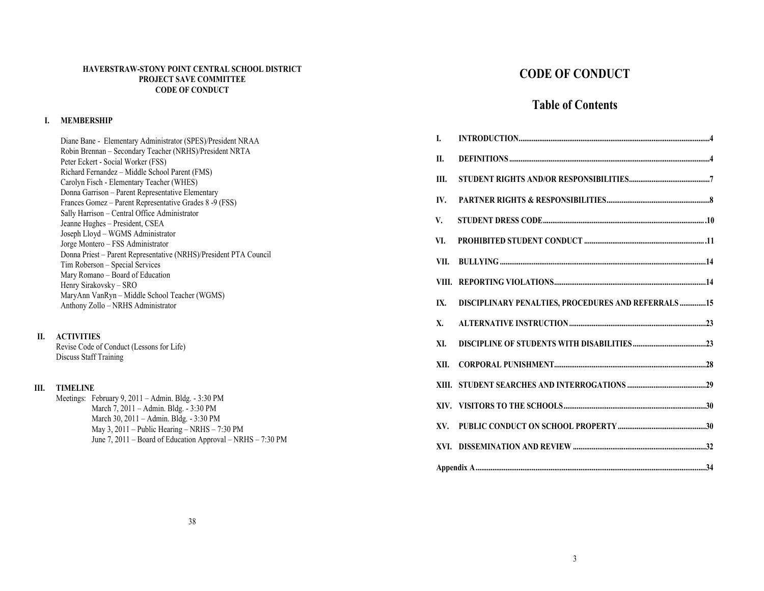**HAVERSTRAW-STONY POINT CENTRAL SCHOOL DISTRICT**
**PROJECT SAVE COMMITTEE**
**CODE OF CONDUCT**

## I. MEMBERSHIP

Diane Bane - Elementary Administrator (SPES)/President NRAA
Robin Brennan – Secondary Teacher (NRHS)/President NRTA
Peter Eckert - Social Worker (FSS)
Richard Fernandez – Middle School Parent (FMS)
Carolyn Fisch - Elementary Teacher (WHES)
Donna Garrison – Parent Representative Elementary
Frances Gomez – Parent Representative Grades 8 -9 (FSS)
Sally Harrison – Central Office Administrator
Jeanne Hughes – President, CSEA
Joseph Lloyd – WGMS Administrator
Jorge Montero – FSS Administrator
Donna Priest – Parent Representative (NRHS)/President PTA Council
Tim Roberson – Special Services
Mary Romano – Board of Education
Henry Sirakovsky – SRO
MaryAnn VanRyn – Middle School Teacher (WGMS)
Anthony Zollo – NRHS Administrator

## II. ACTIVITIES

Revise Code of Conduct (Lessons for Life)
Discuss Staff Training

## III. TIMELINE

Meetings: February 9, 2011 – Admin. Bldg. - 3:30 PM
March 7, 2011 – Admin. Bldg. - 3:30 PM
March 30, 2011 – Admin. Bldg. - 3:30 PM
May 3, 2011 – Public Hearing – NRHS – 7:30 PM
June 7, 2011 – Board of Education Approval – NRHS – 7:30 PM

# CODE OF CONDUCT

## Table of Contents

| | | |
|---|---|---|
| I. | INTRODUCTION | 4 |
| II. | DEFINITIONS | 4 |
| III. | STUDENT RIGHTS AND/OR RESPONSIBILITIES | 7 |
| IV. | PARTNER RIGHTS & RESPONSIBILITIES | 8 |
| V. | STUDENT DRESS CODE | 10 |
| VI. | PROHIBITED STUDENT CONDUCT | 11 |
| VII. | BULLYING | 14 |
| VIII. | REPORTING VIOLATIONS | 14 |
| IX. | DISCIPLINARY PENALTIES, PROCEDURES AND REFERRALS | 15 |
| X. | ALTERNATIVE INSTRUCTION | 23 |
| XI. | DISCIPLINE OF STUDENTS WITH DISABILITIES | 23 |
| XII. | CORPORAL PUNISHMENT | 28 |
| XIII. | STUDENT SEARCHES AND INTERROGATIONS | 29 |
| XIV. | VISITORS TO THE SCHOOLS | 30 |
| XV. | PUBLIC CONDUCT ON SCHOOL PROPERTY | 30 |
| XVI. | DISSEMINATION AND REVIEW | 32 |
| Appendix A | | 34 |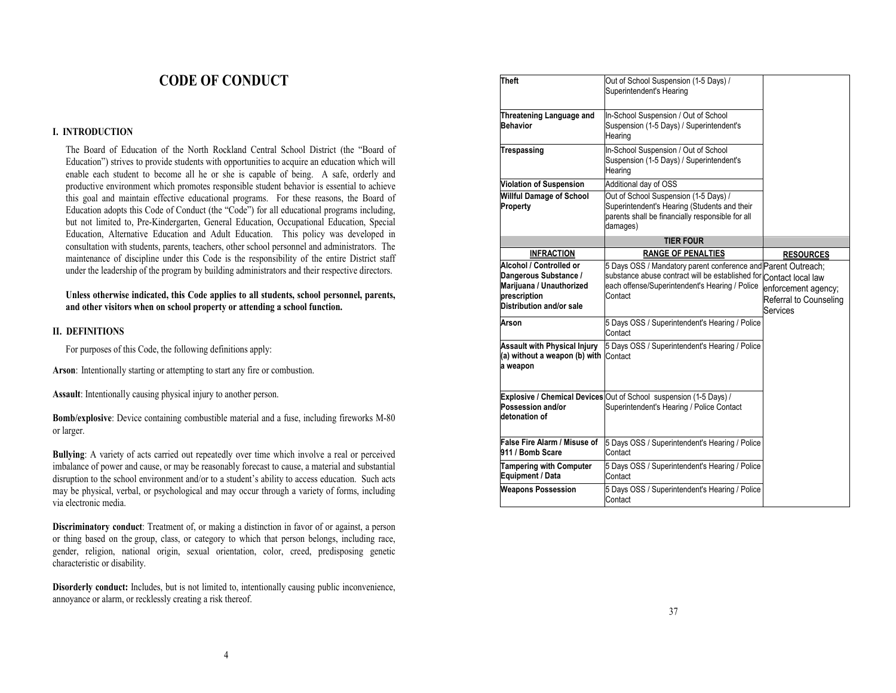# CODE OF CONDUCT

## I. INTRODUCTION

The Board of Education of the North Rockland Central School District (the "Board of Education") strives to provide students with opportunities to acquire an education which will enable each student to become all he or she is capable of being. A safe, orderly and productive environment which promotes responsible student behavior is essential to achieve this goal and maintain effective educational programs. For these reasons, the Board of Education adopts this Code of Conduct (the "Code") for all educational programs including, but not limited to, Pre-Kindergarten, General Education, Occupational Education, Special Education, Alternative Education and Adult Education. This policy was developed in consultation with students, parents, teachers, other school personnel and administrators. The maintenance of discipline under this Code is the responsibility of the entire District staff under the leadership of the program by building administrators and their respective directors.

**Unless otherwise indicated, this Code applies to all students, school personnel, parents, and other visitors when on school property or attending a school function.**

## II. DEFINITIONS

For purposes of this Code, the following definitions apply:

**Arson**: Intentionally starting or attempting to start any fire or combustion.

**Assault**: Intentionally causing physical injury to another person.

**Bomb/explosive**: Device containing combustible material and a fuse, including fireworks M-80 or larger.

**Bullying**: A variety of acts carried out repeatedly over time which involve a real or perceived imbalance of power and cause, or may be reasonably forecast to cause, a material and substantial disruption to the school environment and/or to a student's ability to access education. Such acts may be physical, verbal, or psychological and may occur through a variety of forms, including via electronic media.

**Discriminatory conduct**: Treatment of, or making a distinction in favor of or against, a person or thing based on the group, class, or category to which that person belongs, including race, gender, religion, national origin, sexual orientation, color, creed, predisposing genetic characteristic or disability.

**Disorderly conduct:** Includes, but is not limited to, intentionally causing public inconvenience, annoyance or alarm, or recklessly creating a risk thereof.

| | | |
|---|---|---|
| **Theft** | Out of School Suspension (1-5 Days) / Superintendent's Hearing | |
| **Threatening Language and Behavior** | In-School Suspension / Out of School Suspension (1-5 Days) / Superintendent's Hearing | |
| **Trespassing** | In-School Suspension / Out of School Suspension (1-5 Days) / Superintendent's Hearing | |
| **Violation of Suspension** | Additional day of OSS | |
| **Willful Damage of School Property** | Out of School Suspension (1-5 Days) / Superintendent's Hearing (Students and their parents shall be financially responsible for all damages) | |
| | **TIER FOUR** | |
| **INFRACTION** | **RANGE OF PENALTIES** | **RESOURCES** |
| **Alcohol / Controlled or Dangerous Substance / Marijuana / Unauthorized prescription Distribution and/or sale** | 5 Days OSS / Mandatory parent conference and substance abuse contract will be established for each offense/Superintendent's Hearing / Police Contact | Parent Outreach; Contact local law enforcement agency; Referral to Counseling Services |
| **Arson** | 5 Days OSS / Superintendent's Hearing / Police Contact | |
| **Assault with Physical Injury (a) without a weapon (b) with a weapon** | 5 Days OSS / Superintendent's Hearing / Police Contact | |
| **Explosive / Chemical Devices Possession and/or detonation of** | Out of School suspension (1-5 Days) / Superintendent's Hearing / Police Contact | |
| **False Fire Alarm / Misuse of 911 / Bomb Scare** | 5 Days OSS / Superintendent's Hearing / Police Contact | |
| **Tampering with Computer Equipment / Data** | 5 Days OSS / Superintendent's Hearing / Police Contact | |
| **Weapons Possession** | 5 Days OSS / Superintendent's Hearing / Police Contact | |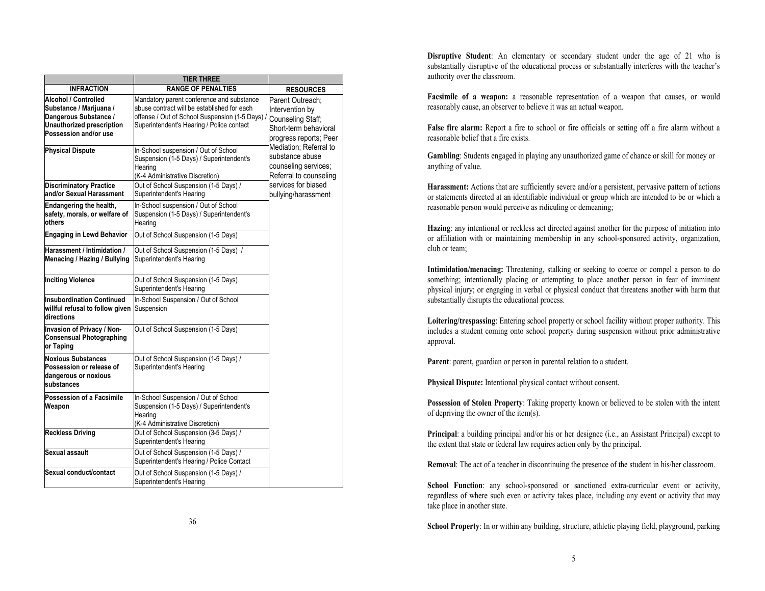| | TIER THREE | |
|---|---|---|
| **INFRACTION** | **RANGE OF PENALTIES** | **RESOURCES** |
| **Alcohol / Controlled Substance / Marijuana / Dangerous Substance / Unauthorized prescription Possession and/or use** | Mandatory parent conference and substance abuse contract will be established for each offense / Out of School Suspension (1-5 Days) / Superintendent's Hearing / Police contact | Parent Outreach; Intervention by Counseling Staff; Short-term behavioral progress reports; Peer Mediation; Referral to substance abuse counseling services; Referral to counseling services for biased bullying/harassment |
| **Physical Dispute** | In-School suspension / Out of School Suspension (1-5 Days) / Superintendent's Hearing (K-4 Administrative Discretion) | |
| **Discriminatory Practice and/or Sexual Harassment** | Out of School Suspension (1-5 Days) / Superintendent's Hearing | |
| **Endangering the health, safety, morals, or welfare of others** | In-School suspension / Out of School Suspension (1-5 Days) / Superintendent's Hearing | |
| **Engaging in Lewd Behavior** | Out of School Suspension (1-5 Days) | |
| **Harassment / Intimidation / Menacing / Hazing / Bullying** | Out of School Suspension (1-5 Days) / Superintendent's Hearing | |
| **Inciting Violence** | Out of School Suspension (1-5 Days) Superintendent's Hearing | |
| **Insubordination Continued willful refusal to follow given directions** | In-School Suspension / Out of School Suspension | |
| **Invasion of Privacy / Non-Consensual Photographing or Taping** | Out of School Suspension (1-5 Days) | |
| **Noxious Substances Possession or release of dangerous or noxious substances** | Out of School Suspension (1-5 Days) / Superintendent's Hearing | |
| **Possession of a Facsimile Weapon** | In-School Suspension / Out of School Suspension (1-5 Days) / Superintendent's Hearing (K-4 Administrative Discretion) | |
| **Reckless Driving** | Out of School Suspension (3-5 Days) / Superintendent's Hearing | |
| **Sexual assault** | Out of School Suspension (1-5 Days) / Superintendent's Hearing / Police Contact | |
| **Sexual conduct/contact** | Out of School Suspension (1-5 Days) / Superintendent's Hearing | |

**Disruptive Student**: An elementary or secondary student under the age of 21 who is substantially disruptive of the educational process or substantially interferes with the teacher's authority over the classroom.

**Facsimile of a weapon:** a reasonable representation of a weapon that causes, or would reasonably cause, an observer to believe it was an actual weapon.

**False fire alarm:** Report a fire to school or fire officials or setting off a fire alarm without a reasonable belief that a fire exists.

**Gambling**: Students engaged in playing any unauthorized game of chance or skill for money or anything of value.

**Harassment:** Actions that are sufficiently severe and/or a persistent, pervasive pattern of actions or statements directed at an identifiable individual or group which are intended to be or which a reasonable person would perceive as ridiculing or demeaning;

**Hazing**: any intentional or reckless act directed against another for the purpose of initiation into or affiliation with or maintaining membership in any school-sponsored activity, organization, club or team;

**Intimidation/menacing:** Threatening, stalking or seeking to coerce or compel a person to do something; intentionally placing or attempting to place another person in fear of imminent physical injury; or engaging in verbal or physical conduct that threatens another with harm that substantially disrupts the educational process.

**Loitering/trespassing**: Entering school property or school facility without proper authority. This includes a student coming onto school property during suspension without prior administrative approval.

**Parent**: parent, guardian or person in parental relation to a student.

**Physical Dispute:** Intentional physical contact without consent.

**Possession of Stolen Property**: Taking property known or believed to be stolen with the intent of depriving the owner of the item(s).

**Principal**: a building principal and/or his or her designee (i.e., an Assistant Principal) except to the extent that state or federal law requires action only by the principal.

**Removal**: The act of a teacher in discontinuing the presence of the student in his/her classroom.

**School Function**: any school-sponsored or sanctioned extra-curricular event or activity, regardless of where such even or activity takes place, including any event or activity that may take place in another state.

**School Property**: In or within any building, structure, athletic playing field, playground, parking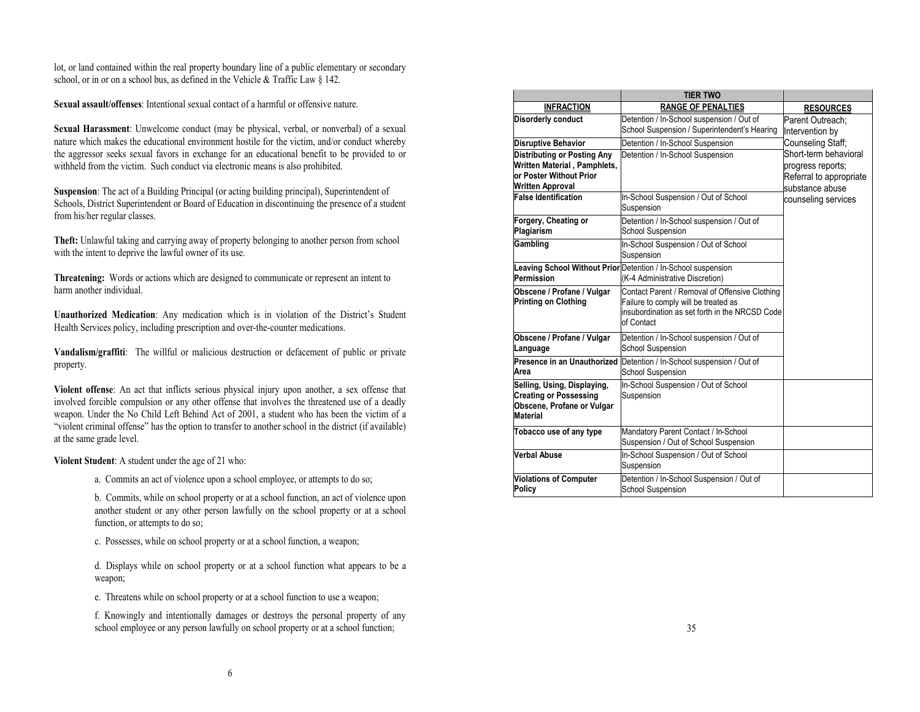lot, or land contained within the real property boundary line of a public elementary or secondary school, or in or on a school bus, as defined in the Vehicle & Traffic Law § 142.

**Sexual assault/offenses**: Intentional sexual contact of a harmful or offensive nature.

**Sexual Harassment**: Unwelcome conduct (may be physical, verbal, or nonverbal) of a sexual nature which makes the educational environment hostile for the victim, and/or conduct whereby the aggressor seeks sexual favors in exchange for an educational benefit to be provided to or withheld from the victim. Such conduct via electronic means is also prohibited.

**Suspension**: The act of a Building Principal (or acting building principal), Superintendent of Schools, District Superintendent or Board of Education in discontinuing the presence of a student from his/her regular classes.

**Theft:** Unlawful taking and carrying away of property belonging to another person from school with the intent to deprive the lawful owner of its use.

**Threatening:** Words or actions which are designed to communicate or represent an intent to harm another individual.

**Unauthorized Medication**: Any medication which is in violation of the District's Student Health Services policy, including prescription and over-the-counter medications.

**Vandalism/graffiti**: The willful or malicious destruction or defacement of public or private property.

**Violent offense**: An act that inflicts serious physical injury upon another, a sex offense that involved forcible compulsion or any other offense that involves the threatened use of a deadly weapon. Under the No Child Left Behind Act of 2001, a student who has been the victim of a "violent criminal offense" has the option to transfer to another school in the district (if available) at the same grade level.

**Violent Student**: A student under the age of 21 who:

a. Commits an act of violence upon a school employee, or attempts to do so;

b. Commits, while on school property or at a school function, an act of violence upon another student or any other person lawfully on the school property or at a school function, or attempts to do so;

c. Possesses, while on school property or at a school function, a weapon;

d. Displays while on school property or at a school function what appears to be a weapon;

e. Threatens while on school property or at a school function to use a weapon;

f. Knowingly and intentionally damages or destroys the personal property of any school employee or any person lawfully on school property or at a school function;

| | TIER TWO | |
|---|---|---|
| **INFRACTION** | **RANGE OF PENALTIES** | **RESOURCES** |
| **Disorderly conduct** | Detention / In-School suspension / Out of School Suspension / Superintendent's Hearing | Parent Outreach; Intervention by Counseling Staff; Short-term behavioral progress reports; Referral to appropriate substance abuse counseling services |
| **Disruptive Behavior** | Detention / In-School Suspension | |
| **Distributing or Posting Any Written Material , Pamphlets, or Poster Without Prior Written Approval** | Detention / In-School Suspension | |
| **False Identification** | In-School Suspension / Out of School Suspension | |
| **Forgery, Cheating or Plagiarism** | Detention / In-School suspension / Out of School Suspension | |
| **Gambling** | In-School Suspension / Out of School Suspension | |
| **Leaving School Without Prior Permission** | Detention / In-School suspension (K-4 Administrative Discretion) | |
| **Obscene / Profane / Vulgar Printing on Clothing** | Contact Parent / Removal of Offensive Clothing Failure to comply will be treated as insubordination as set forth in the NRCSD Code of Contact | |
| **Obscene / Profane / Vulgar Language** | Detention / In-School suspension / Out of School Suspension | |
| **Presence in an Unauthorized Area** | Detention / In-School suspension / Out of School Suspension | |
| **Selling, Using, Displaying, Creating or Possessing Obscene, Profane or Vulgar Material** | In-School Suspension / Out of School Suspension | |
| **Tobacco use of any type** | Mandatory Parent Contact / In-School Suspension / Out of School Suspension | |
| **Verbal Abuse** | In-School Suspension / Out of School Suspension | |
| **Violations of Computer Policy** | Detention / In-School Suspension / Out of School Suspension | |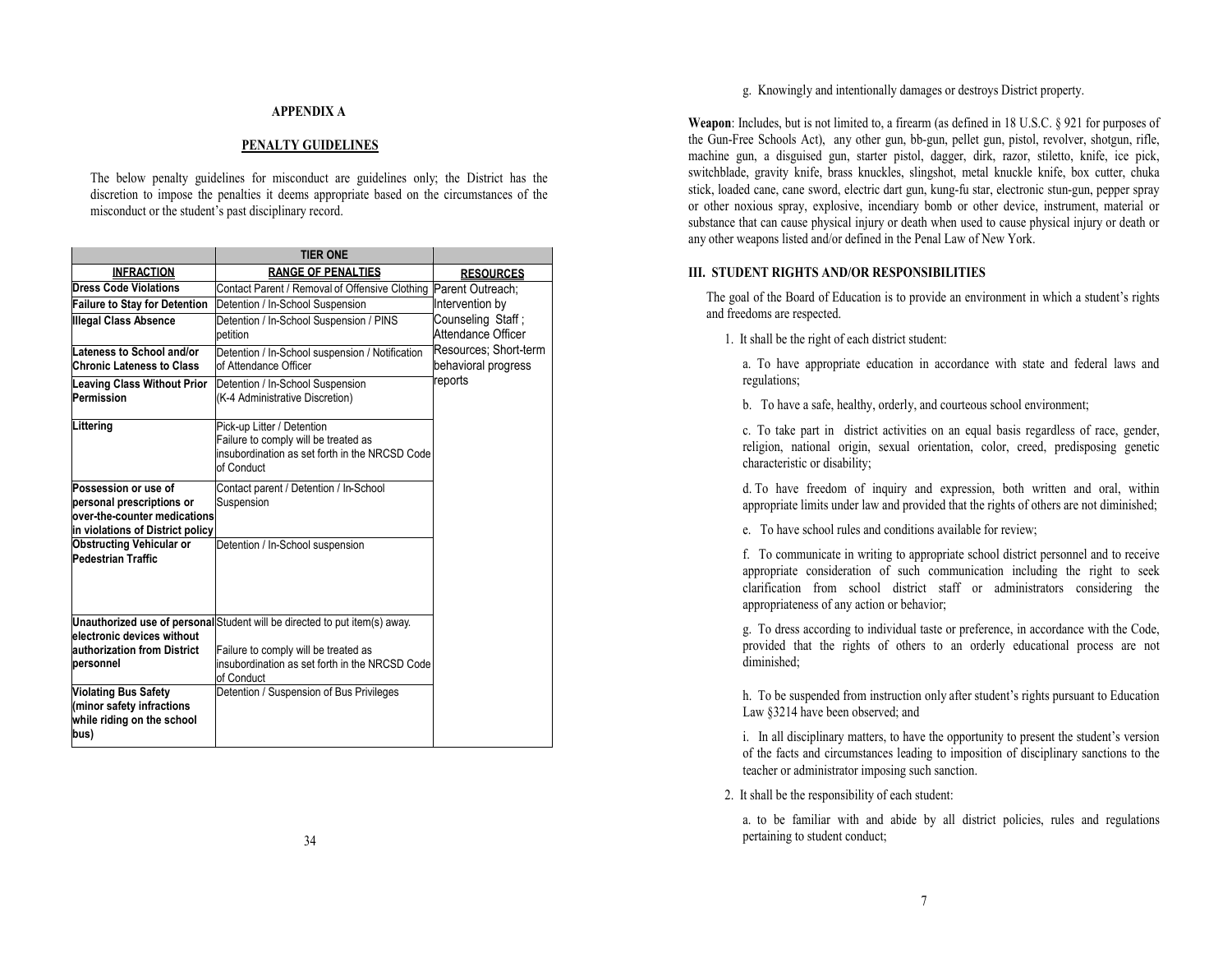## APPENDIX A

## PENALTY GUIDELINES

The below penalty guidelines for misconduct are guidelines only; the District has the discretion to impose the penalties it deems appropriate based on the circumstances of the misconduct or the student's past disciplinary record.

| | TIER ONE | |
|---|---|---|
| **INFRACTION** | **RANGE OF PENALTIES** | **RESOURCES** |
| **Dress Code Violations** | Contact Parent / Removal of Offensive Clothing | Parent Outreach; Intervention by Counseling Staff ; Attendance Officer Resources; Short-term behavioral progress reports |
| **Failure to Stay for Detention** | Detention / In-School Suspension | |
| **Illegal Class Absence** | Detention / In-School Suspension / PINS petition | |
| **Lateness to School and/or Chronic Lateness to Class** | Detention / In-School suspension / Notification of Attendance Officer | |
| **Leaving Class Without Prior Permission** | Detention / In-School Suspension (K-4 Administrative Discretion) | |
| **Littering** | Pick-up Litter / Detention Failure to comply will be treated as insubordination as set forth in the NRCSD Code of Conduct | |
| **Possession or use of personal prescriptions or over-the-counter medications in violations of District policy** | Contact parent / Detention / In-School Suspension | |
| **Obstructing Vehicular or Pedestrian Traffic** | Detention / In-School suspension | |
| **Unauthorized use of personal electronic devices without authorization from District personnel** | Student will be directed to put item(s) away. Failure to comply will be treated as insubordination as set forth in the NRCSD Code of Conduct | |
| **Violating Bus Safety (minor safety infractions while riding on the school bus)** | Detention / Suspension of Bus Privileges | |

g. Knowingly and intentionally damages or destroys District property.

**Weapon**: Includes, but is not limited to, a firearm (as defined in 18 U.S.C. § 921 for purposes of the Gun-Free Schools Act), any other gun, bb-gun, pellet gun, pistol, revolver, shotgun, rifle, machine gun, a disguised gun, starter pistol, dagger, dirk, razor, stiletto, knife, ice pick, switchblade, gravity knife, brass knuckles, slingshot, metal knuckle knife, box cutter, chuka stick, loaded cane, cane sword, electric dart gun, kung-fu star, electronic stun-gun, pepper spray or other noxious spray, explosive, incendiary bomb or other device, instrument, material or substance that can cause physical injury or death when used to cause physical injury or death or any other weapons listed and/or defined in the Penal Law of New York.

### III. STUDENT RIGHTS AND/OR RESPONSIBILITIES

The goal of the Board of Education is to provide an environment in which a student's rights and freedoms are respected.

1. It shall be the right of each district student:

   a. To have appropriate education in accordance with state and federal laws and regulations;

   b. To have a safe, healthy, orderly, and courteous school environment;

   c. To take part in district activities on an equal basis regardless of race, gender, religion, national origin, sexual orientation, color, creed, predisposing genetic characteristic or disability;

   d. To have freedom of inquiry and expression, both written and oral, within appropriate limits under law and provided that the rights of others are not diminished;

   e. To have school rules and conditions available for review;

   f. To communicate in writing to appropriate school district personnel and to receive appropriate consideration of such communication including the right to seek clarification from school district staff or administrators considering the appropriateness of any action or behavior;

   g. To dress according to individual taste or preference, in accordance with the Code, provided that the rights of others to an orderly educational process are not diminished;

   h. To be suspended from instruction only after student's rights pursuant to Education Law §3214 have been observed; and

   i. In all disciplinary matters, to have the opportunity to present the student's version of the facts and circumstances leading to imposition of disciplinary sanctions to the teacher or administrator imposing such sanction.

2. It shall be the responsibility of each student:

   a. to be familiar with and abide by all district policies, rules and regulations pertaining to student conduct;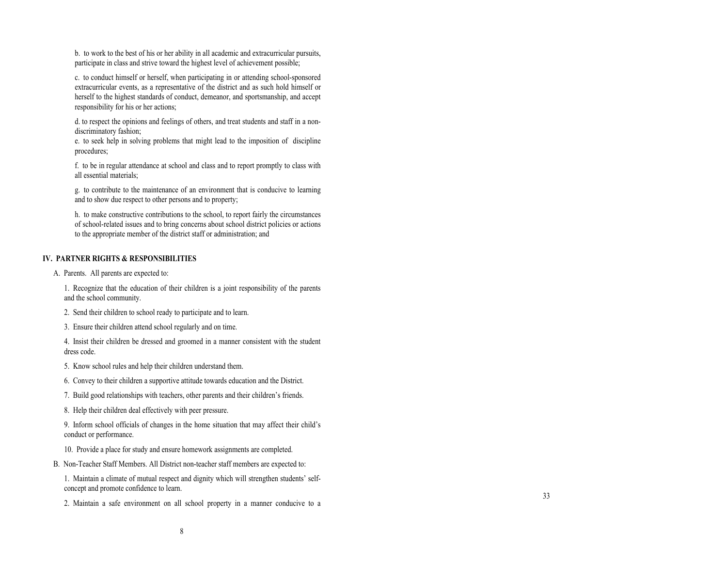b. to work to the best of his or her ability in all academic and extracurricular pursuits, participate in class and strive toward the highest level of achievement possible;

c. to conduct himself or herself, when participating in or attending school-sponsored extracurricular events, as a representative of the district and as such hold himself or herself to the highest standards of conduct, demeanor, and sportsmanship, and accept responsibility for his or her actions;

d. to respect the opinions and feelings of others, and treat students and staff in a non-discriminatory fashion;

e. to seek help in solving problems that might lead to the imposition of discipline procedures;

f. to be in regular attendance at school and class and to report promptly to class with all essential materials;

g. to contribute to the maintenance of an environment that is conducive to learning and to show due respect to other persons and to property;

h. to make constructive contributions to the school, to report fairly the circumstances of school-related issues and to bring concerns about school district policies or actions to the appropriate member of the district staff or administration; and

## IV. PARTNER RIGHTS & RESPONSIBILITIES

A. Parents. All parents are expected to:

1. Recognize that the education of their children is a joint responsibility of the parents and the school community.
2. Send their children to school ready to participate and to learn.
3. Ensure their children attend school regularly and on time.
4. Insist their children be dressed and groomed in a manner consistent with the student dress code.
5. Know school rules and help their children understand them.
6. Convey to their children a supportive attitude towards education and the District.
7. Build good relationships with teachers, other parents and their children's friends.
8. Help their children deal effectively with peer pressure.
9. Inform school officials of changes in the home situation that may affect their child's conduct or performance.
10. Provide a place for study and ensure homework assignments are completed.

B. Non-Teacher Staff Members. All District non-teacher staff members are expected to:

1. Maintain a climate of mutual respect and dignity which will strengthen students' self-concept and promote confidence to learn.
2. Maintain a safe environment on all school property in a manner conducive to a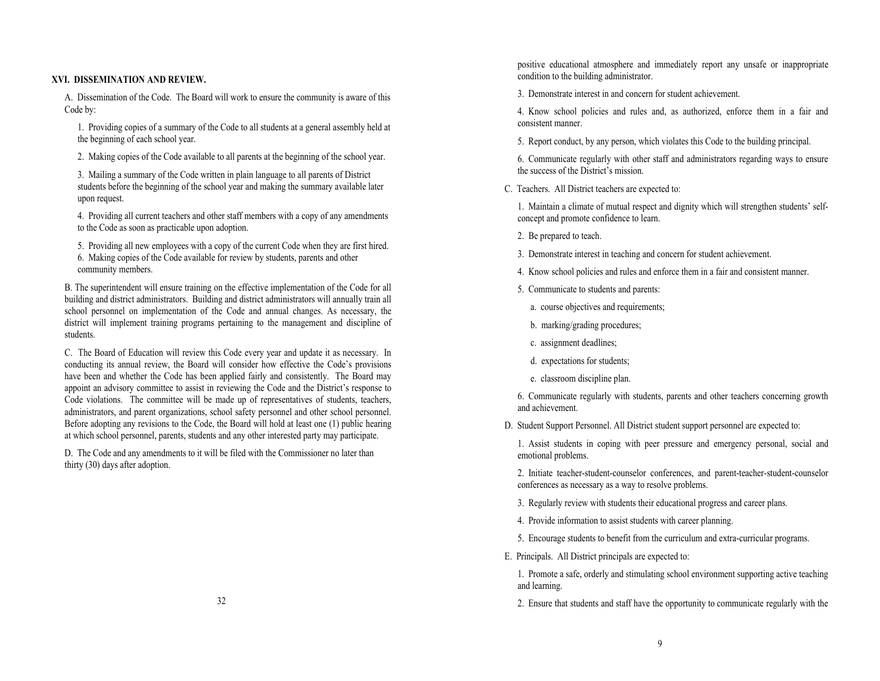## XVI. DISSEMINATION AND REVIEW.

A. Dissemination of the Code. The Board will work to ensure the community is aware of this Code by:

1. Providing copies of a summary of the Code to all students at a general assembly held at the beginning of each school year.

2. Making copies of the Code available to all parents at the beginning of the school year.

3. Mailing a summary of the Code written in plain language to all parents of District students before the beginning of the school year and making the summary available later upon request.

4. Providing all current teachers and other staff members with a copy of any amendments to the Code as soon as practicable upon adoption.

5. Providing all new employees with a copy of the current Code when they are first hired.

6. Making copies of the Code available for review by students, parents and other community members.

B. The superintendent will ensure training on the effective implementation of the Code for all building and district administrators. Building and district administrators will annually train all school personnel on implementation of the Code and annual changes. As necessary, the district will implement training programs pertaining to the management and discipline of students.

C. The Board of Education will review this Code every year and update it as necessary. In conducting its annual review, the Board will consider how effective the Code's provisions have been and whether the Code has been applied fairly and consistently. The Board may appoint an advisory committee to assist in reviewing the Code and the District's response to Code violations. The committee will be made up of representatives of students, teachers, administrators, and parent organizations, school safety personnel and other school personnel. Before adopting any revisions to the Code, the Board will hold at least one (1) public hearing at which school personnel, parents, students and any other interested party may participate.

D. The Code and any amendments to it will be filed with the Commissioner no later than thirty (30) days after adoption.

positive educational atmosphere and immediately report any unsafe or inappropriate condition to the building administrator.

3. Demonstrate interest in and concern for student achievement.

4. Know school policies and rules and, as authorized, enforce them in a fair and consistent manner.

5. Report conduct, by any person, which violates this Code to the building principal.

6. Communicate regularly with other staff and administrators regarding ways to ensure the success of the District's mission.

C. Teachers. All District teachers are expected to:

1. Maintain a climate of mutual respect and dignity which will strengthen students' self-concept and promote confidence to learn.

2. Be prepared to teach.

3. Demonstrate interest in teaching and concern for student achievement.

4. Know school policies and rules and enforce them in a fair and consistent manner.

5. Communicate to students and parents:

   a. course objectives and requirements;

   b. marking/grading procedures;

   c. assignment deadlines;

   d. expectations for students;

   e. classroom discipline plan.

6. Communicate regularly with students, parents and other teachers concerning growth and achievement.

D. Student Support Personnel. All District student support personnel are expected to:

1. Assist students in coping with peer pressure and emergency personal, social and emotional problems.

2. Initiate teacher-student-counselor conferences, and parent-teacher-student-counselor conferences as necessary as a way to resolve problems.

3. Regularly review with students their educational progress and career plans.

4. Provide information to assist students with career planning.

5. Encourage students to benefit from the curriculum and extra-curricular programs.

E. Principals. All District principals are expected to:

1. Promote a safe, orderly and stimulating school environment supporting active teaching and learning.

2. Ensure that students and staff have the opportunity to communicate regularly with the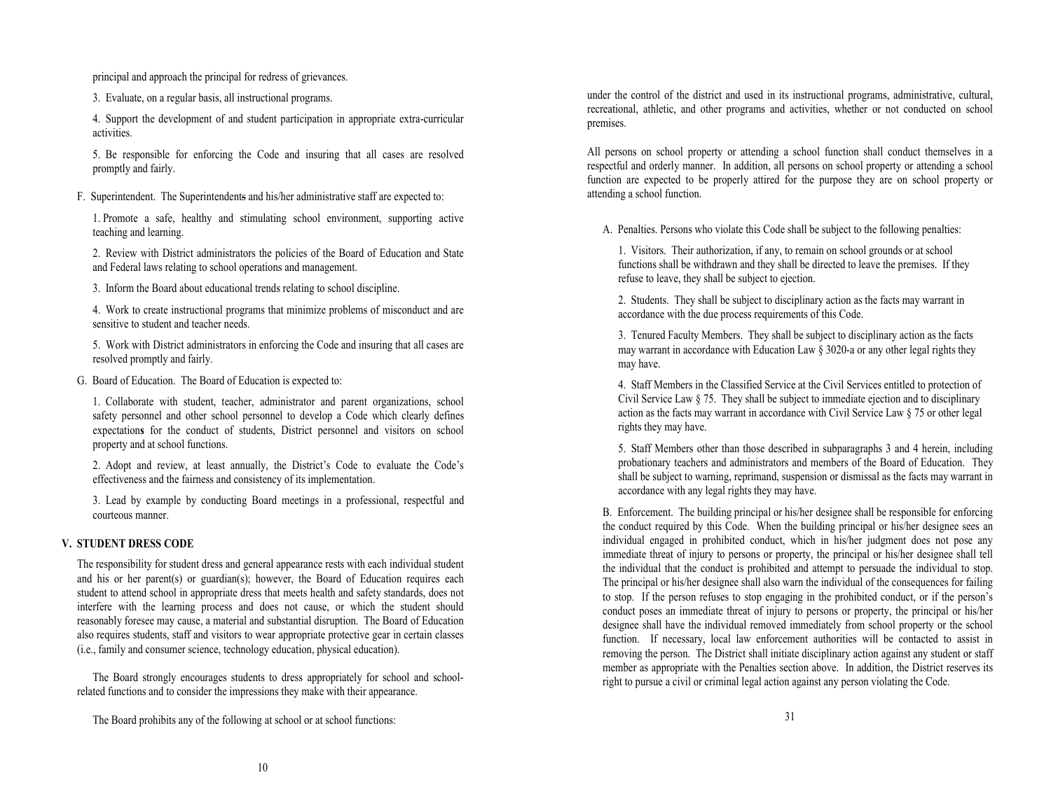principal and approach the principal for redress of grievances.

3. Evaluate, on a regular basis, all instructional programs.

4. Support the development of and student participation in appropriate extra-curricular activities.

5. Be responsible for enforcing the Code and insuring that all cases are resolved promptly and fairly.

F. Superintendent. The Superintendents and his/her administrative staff are expected to:

1. Promote a safe, healthy and stimulating school environment, supporting active teaching and learning.

2. Review with District administrators the policies of the Board of Education and State and Federal laws relating to school operations and management.

3. Inform the Board about educational trends relating to school discipline.

4. Work to create instructional programs that minimize problems of misconduct and are sensitive to student and teacher needs.

5. Work with District administrators in enforcing the Code and insuring that all cases are resolved promptly and fairly.

G. Board of Education. The Board of Education is expected to:

1. Collaborate with student, teacher, administrator and parent organizations, school safety personnel and other school personnel to develop a Code which clearly defines expectations for the conduct of students, District personnel and visitors on school property and at school functions.

2. Adopt and review, at least annually, the District's Code to evaluate the Code's effectiveness and the fairness and consistency of its implementation.

3. Lead by example by conducting Board meetings in a professional, respectful and courteous manner.

## V. STUDENT DRESS CODE

The responsibility for student dress and general appearance rests with each individual student and his or her parent(s) or guardian(s); however, the Board of Education requires each student to attend school in appropriate dress that meets health and safety standards, does not interfere with the learning process and does not cause, or which the student should reasonably foresee may cause, a material and substantial disruption. The Board of Education also requires students, staff and visitors to wear appropriate protective gear in certain classes (i.e., family and consumer science, technology education, physical education).

The Board strongly encourages students to dress appropriately for school and school-related functions and to consider the impressions they make with their appearance.

The Board prohibits any of the following at school or at school functions:

under the control of the district and used in its instructional programs, administrative, cultural, recreational, athletic, and other programs and activities, whether or not conducted on school premises.

All persons on school property or attending a school function shall conduct themselves in a respectful and orderly manner. In addition, all persons on school property or attending a school function are expected to be properly attired for the purpose they are on school property or attending a school function.

A. Penalties. Persons who violate this Code shall be subject to the following penalties:

1. Visitors. Their authorization, if any, to remain on school grounds or at school functions shall be withdrawn and they shall be directed to leave the premises. If they refuse to leave, they shall be subject to ejection.

2. Students. They shall be subject to disciplinary action as the facts may warrant in accordance with the due process requirements of this Code.

3. Tenured Faculty Members. They shall be subject to disciplinary action as the facts may warrant in accordance with Education Law § 3020-a or any other legal rights they may have.

4. Staff Members in the Classified Service at the Civil Services entitled to protection of Civil Service Law § 75. They shall be subject to immediate ejection and to disciplinary action as the facts may warrant in accordance with Civil Service Law § 75 or other legal rights they may have.

5. Staff Members other than those described in subparagraphs 3 and 4 herein, including probationary teachers and administrators and members of the Board of Education. They shall be subject to warning, reprimand, suspension or dismissal as the facts may warrant in accordance with any legal rights they may have.

B. Enforcement. The building principal or his/her designee shall be responsible for enforcing the conduct required by this Code. When the building principal or his/her designee sees an individual engaged in prohibited conduct, which in his/her judgment does not pose any immediate threat of injury to persons or property, the principal or his/her designee shall tell the individual that the conduct is prohibited and attempt to persuade the individual to stop. The principal or his/her designee shall also warn the individual of the consequences for failing to stop. If the person refuses to stop engaging in the prohibited conduct, or if the person's conduct poses an immediate threat of injury to persons or property, the principal or his/her designee shall have the individual removed immediately from school property or the school function. If necessary, local law enforcement authorities will be contacted to assist in removing the person. The District shall initiate disciplinary action against any student or staff member as appropriate with the Penalties section above. In addition, the District reserves its right to pursue a civil or criminal legal action against any person violating the Code.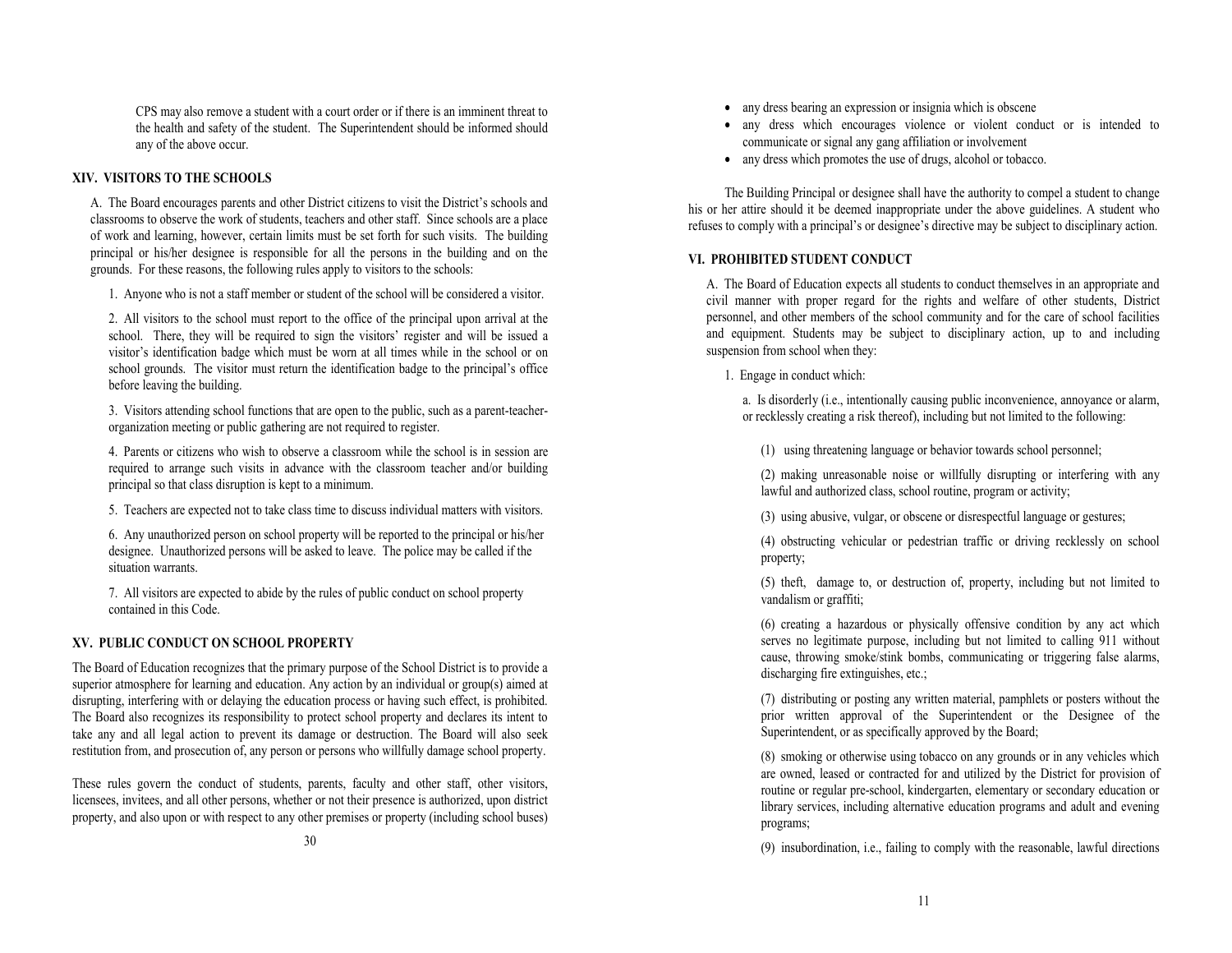CPS may also remove a student with a court order or if there is an imminent threat to the health and safety of the student. The Superintendent should be informed should any of the above occur.

## XIV. VISITORS TO THE SCHOOLS

A. The Board encourages parents and other District citizens to visit the District's schools and classrooms to observe the work of students, teachers and other staff. Since schools are a place of work and learning, however, certain limits must be set forth for such visits. The building principal or his/her designee is responsible for all the persons in the building and on the grounds. For these reasons, the following rules apply to visitors to the schools:

1. Anyone who is not a staff member or student of the school will be considered a visitor.

2. All visitors to the school must report to the office of the principal upon arrival at the school. There, they will be required to sign the visitors' register and will be issued a visitor's identification badge which must be worn at all times while in the school or on school grounds. The visitor must return the identification badge to the principal's office before leaving the building.

3. Visitors attending school functions that are open to the public, such as a parent-teacher-organization meeting or public gathering are not required to register.

4. Parents or citizens who wish to observe a classroom while the school is in session are required to arrange such visits in advance with the classroom teacher and/or building principal so that class disruption is kept to a minimum.

5. Teachers are expected not to take class time to discuss individual matters with visitors.

6. Any unauthorized person on school property will be reported to the principal or his/her designee. Unauthorized persons will be asked to leave. The police may be called if the situation warrants.

7. All visitors are expected to abide by the rules of public conduct on school property contained in this Code.

## XV. PUBLIC CONDUCT ON SCHOOL PROPERTY

The Board of Education recognizes that the primary purpose of the School District is to provide a superior atmosphere for learning and education. Any action by an individual or group(s) aimed at disrupting, interfering with or delaying the education process or having such effect, is prohibited. The Board also recognizes its responsibility to protect school property and declares its intent to take any and all legal action to prevent its damage or destruction. The Board will also seek restitution from, and prosecution of, any person or persons who willfully damage school property.

These rules govern the conduct of students, parents, faculty and other staff, other visitors, licensees, invitees, and all other persons, whether or not their presence is authorized, upon district property, and also upon or with respect to any other premises or property (including school buses)

- any dress bearing an expression or insignia which is obscene
- any dress which encourages violence or violent conduct or is intended to communicate or signal any gang affiliation or involvement
- any dress which promotes the use of drugs, alcohol or tobacco.

The Building Principal or designee shall have the authority to compel a student to change his or her attire should it be deemed inappropriate under the above guidelines. A student who refuses to comply with a principal's or designee's directive may be subject to disciplinary action.

## VI. PROHIBITED STUDENT CONDUCT

A. The Board of Education expects all students to conduct themselves in an appropriate and civil manner with proper regard for the rights and welfare of other students, District personnel, and other members of the school community and for the care of school facilities and equipment. Students may be subject to disciplinary action, up to and including suspension from school when they:

1. Engage in conduct which:

a. Is disorderly (i.e., intentionally causing public inconvenience, annoyance or alarm, or recklessly creating a risk thereof), including but not limited to the following:

(1) using threatening language or behavior towards school personnel;

(2) making unreasonable noise or willfully disrupting or interfering with any lawful and authorized class, school routine, program or activity;

(3) using abusive, vulgar, or obscene or disrespectful language or gestures;

(4) obstructing vehicular or pedestrian traffic or driving recklessly on school property;

(5) theft, damage to, or destruction of, property, including but not limited to vandalism or graffiti;

(6) creating a hazardous or physically offensive condition by any act which serves no legitimate purpose, including but not limited to calling 911 without cause, throwing smoke/stink bombs, communicating or triggering false alarms, discharging fire extinguishes, etc.;

(7) distributing or posting any written material, pamphlets or posters without the prior written approval of the Superintendent or the Designee of the Superintendent, or as specifically approved by the Board;

(8) smoking or otherwise using tobacco on any grounds or in any vehicles which are owned, leased or contracted for and utilized by the District for provision of routine or regular pre-school, kindergarten, elementary or secondary education or library services, including alternative education programs and adult and evening programs;

(9) insubordination, i.e., failing to comply with the reasonable, lawful directions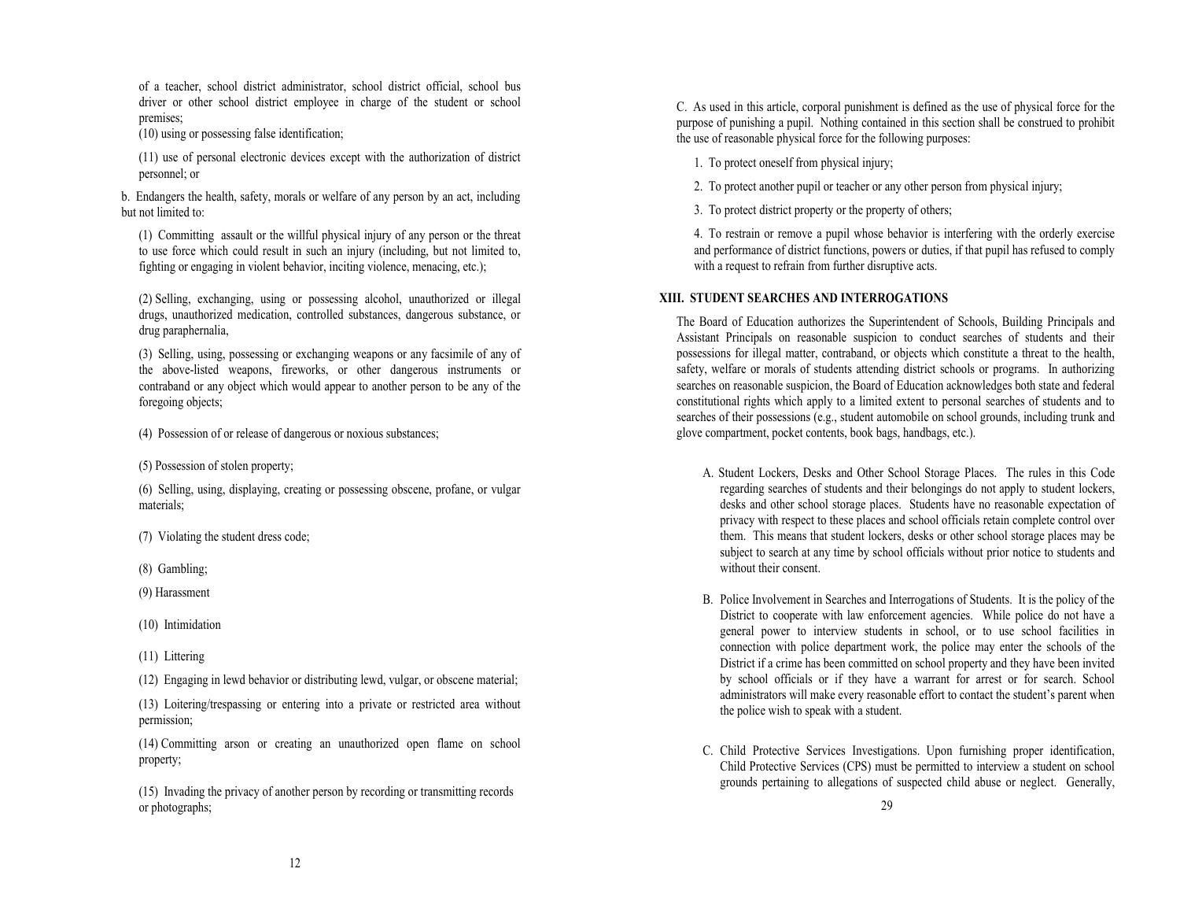of a teacher, school district administrator, school district official, school bus driver or other school district employee in charge of the student or school premises;

(10) using or possessing false identification;

(11) use of personal electronic devices except with the authorization of district personnel; or

b. Endangers the health, safety, morals or welfare of any person by an act, including but not limited to:

(1) Committing assault or the willful physical injury of any person or the threat to use force which could result in such an injury (including, but not limited to, fighting or engaging in violent behavior, inciting violence, menacing, etc.);

(2) Selling, exchanging, using or possessing alcohol, unauthorized or illegal drugs, unauthorized medication, controlled substances, dangerous substance, or drug paraphernalia,

(3) Selling, using, possessing or exchanging weapons or any facsimile of any of the above-listed weapons, fireworks, or other dangerous instruments or contraband or any object which would appear to another person to be any of the foregoing objects;

(4) Possession of or release of dangerous or noxious substances;

(5) Possession of stolen property;

(6) Selling, using, displaying, creating or possessing obscene, profane, or vulgar materials;

(7) Violating the student dress code;

(8) Gambling;

(9) Harassment

(10) Intimidation

(11) Littering

(12) Engaging in lewd behavior or distributing lewd, vulgar, or obscene material;

(13) Loitering/trespassing or entering into a private or restricted area without permission;

(14) Committing arson or creating an unauthorized open flame on school property;

(15) Invading the privacy of another person by recording or transmitting records or photographs;

C. As used in this article, corporal punishment is defined as the use of physical force for the purpose of punishing a pupil. Nothing contained in this section shall be construed to prohibit the use of reasonable physical force for the following purposes:

1. To protect oneself from physical injury;
2. To protect another pupil or teacher or any other person from physical injury;
3. To protect district property or the property of others;
4. To restrain or remove a pupil whose behavior is interfering with the orderly exercise and performance of district functions, powers or duties, if that pupil has refused to comply with a request to refrain from further disruptive acts.

## XIII. STUDENT SEARCHES AND INTERROGATIONS

The Board of Education authorizes the Superintendent of Schools, Building Principals and Assistant Principals on reasonable suspicion to conduct searches of students and their possessions for illegal matter, contraband, or objects which constitute a threat to the health, safety, welfare or morals of students attending district schools or programs. In authorizing searches on reasonable suspicion, the Board of Education acknowledges both state and federal constitutional rights which apply to a limited extent to personal searches of students and to searches of their possessions (e.g., student automobile on school grounds, including trunk and glove compartment, pocket contents, book bags, handbags, etc.).

A. Student Lockers, Desks and Other School Storage Places. The rules in this Code regarding searches of students and their belongings do not apply to student lockers, desks and other school storage places. Students have no reasonable expectation of privacy with respect to these places and school officials retain complete control over them. This means that student lockers, desks or other school storage places may be subject to search at any time by school officials without prior notice to students and without their consent.

B. Police Involvement in Searches and Interrogations of Students. It is the policy of the District to cooperate with law enforcement agencies. While police do not have a general power to interview students in school, or to use school facilities in connection with police department work, the police may enter the schools of the District if a crime has been committed on school property and they have been invited by school officials or if they have a warrant for arrest or for search. School administrators will make every reasonable effort to contact the student's parent when the police wish to speak with a student.

C. Child Protective Services Investigations. Upon furnishing proper identification, Child Protective Services (CPS) must be permitted to interview a student on school grounds pertaining to allegations of suspected child abuse or neglect. Generally,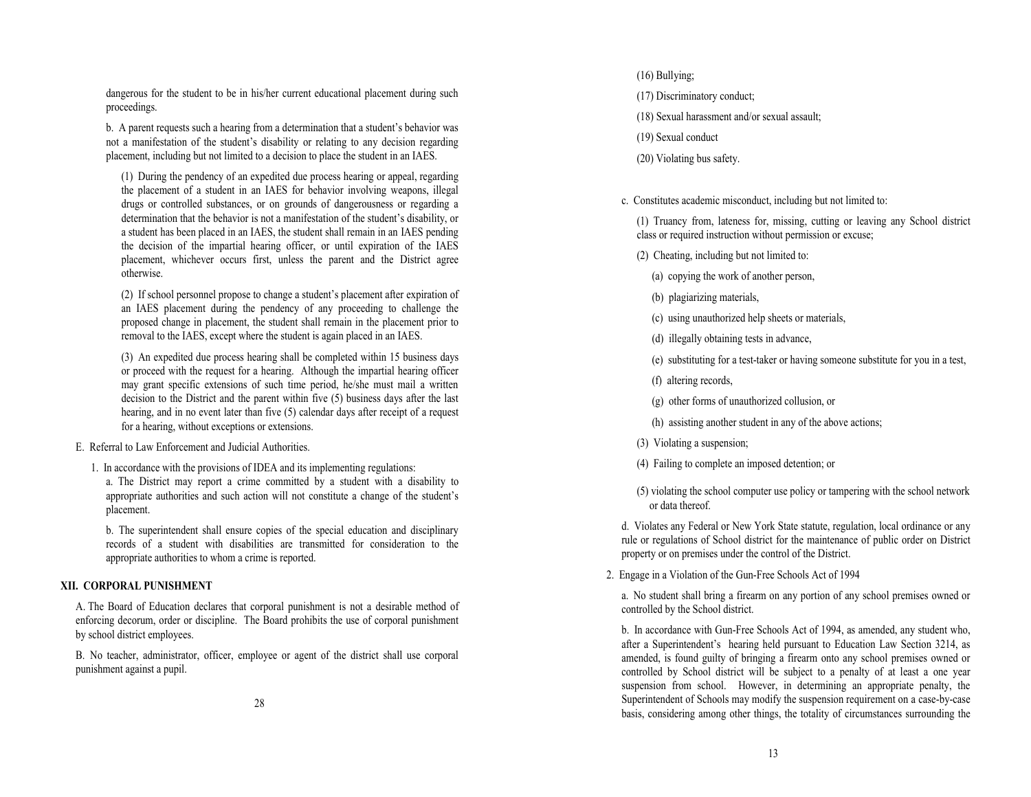dangerous for the student to be in his/her current educational placement during such proceedings.

b. A parent requests such a hearing from a determination that a student's behavior was not a manifestation of the student's disability or relating to any decision regarding placement, including but not limited to a decision to place the student in an IAES.

(1) During the pendency of an expedited due process hearing or appeal, regarding the placement of a student in an IAES for behavior involving weapons, illegal drugs or controlled substances, or on grounds of dangerousness or regarding a determination that the behavior is not a manifestation of the student's disability, or a student has been placed in an IAES, the student shall remain in an IAES pending the decision of the impartial hearing officer, or until expiration of the IAES placement, whichever occurs first, unless the parent and the District agree otherwise.

(2) If school personnel propose to change a student's placement after expiration of an IAES placement during the pendency of any proceeding to challenge the proposed change in placement, the student shall remain in the placement prior to removal to the IAES, except where the student is again placed in an IAES.

(3) An expedited due process hearing shall be completed within 15 business days or proceed with the request for a hearing. Although the impartial hearing officer may grant specific extensions of such time period, he/she must mail a written decision to the District and the parent within five (5) business days after the last hearing, and in no event later than five (5) calendar days after receipt of a request for a hearing, without exceptions or extensions.

E. Referral to Law Enforcement and Judicial Authorities.

1. In accordance with the provisions of IDEA and its implementing regulations:

a. The District may report a crime committed by a student with a disability to appropriate authorities and such action will not constitute a change of the student's placement.

b. The superintendent shall ensure copies of the special education and disciplinary records of a student with disabilities are transmitted for consideration to the appropriate authorities to whom a crime is reported.

## XII. CORPORAL PUNISHMENT

A. The Board of Education declares that corporal punishment is not a desirable method of enforcing decorum, order or discipline. The Board prohibits the use of corporal punishment by school district employees.

B. No teacher, administrator, officer, employee or agent of the district shall use corporal punishment against a pupil.

(16) Bullying;

(17) Discriminatory conduct;

(18) Sexual harassment and/or sexual assault;

(19) Sexual conduct

(20) Violating bus safety.

c. Constitutes academic misconduct, including but not limited to:

(1) Truancy from, lateness for, missing, cutting or leaving any School district class or required instruction without permission or excuse;

(2) Cheating, including but not limited to:

(a) copying the work of another person,

(b) plagiarizing materials,

(c) using unauthorized help sheets or materials,

(d) illegally obtaining tests in advance,

(e) substituting for a test-taker or having someone substitute for you in a test,

(f) altering records,

(g) other forms of unauthorized collusion, or

(h) assisting another student in any of the above actions;

(3) Violating a suspension;

(4) Failing to complete an imposed detention; or

(5) violating the school computer use policy or tampering with the school network or data thereof.

d. Violates any Federal or New York State statute, regulation, local ordinance or any rule or regulations of School district for the maintenance of public order on District property or on premises under the control of the District.

2. Engage in a Violation of the Gun-Free Schools Act of 1994

a. No student shall bring a firearm on any portion of any school premises owned or controlled by the School district.

b. In accordance with Gun-Free Schools Act of 1994, as amended, any student who, after a Superintendent's hearing held pursuant to Education Law Section 3214, as amended, is found guilty of bringing a firearm onto any school premises owned or controlled by School district will be subject to a penalty of at least a one year suspension from school. However, in determining an appropriate penalty, the Superintendent of Schools may modify the suspension requirement on a case-by-case basis, considering among other things, the totality of circumstances surrounding the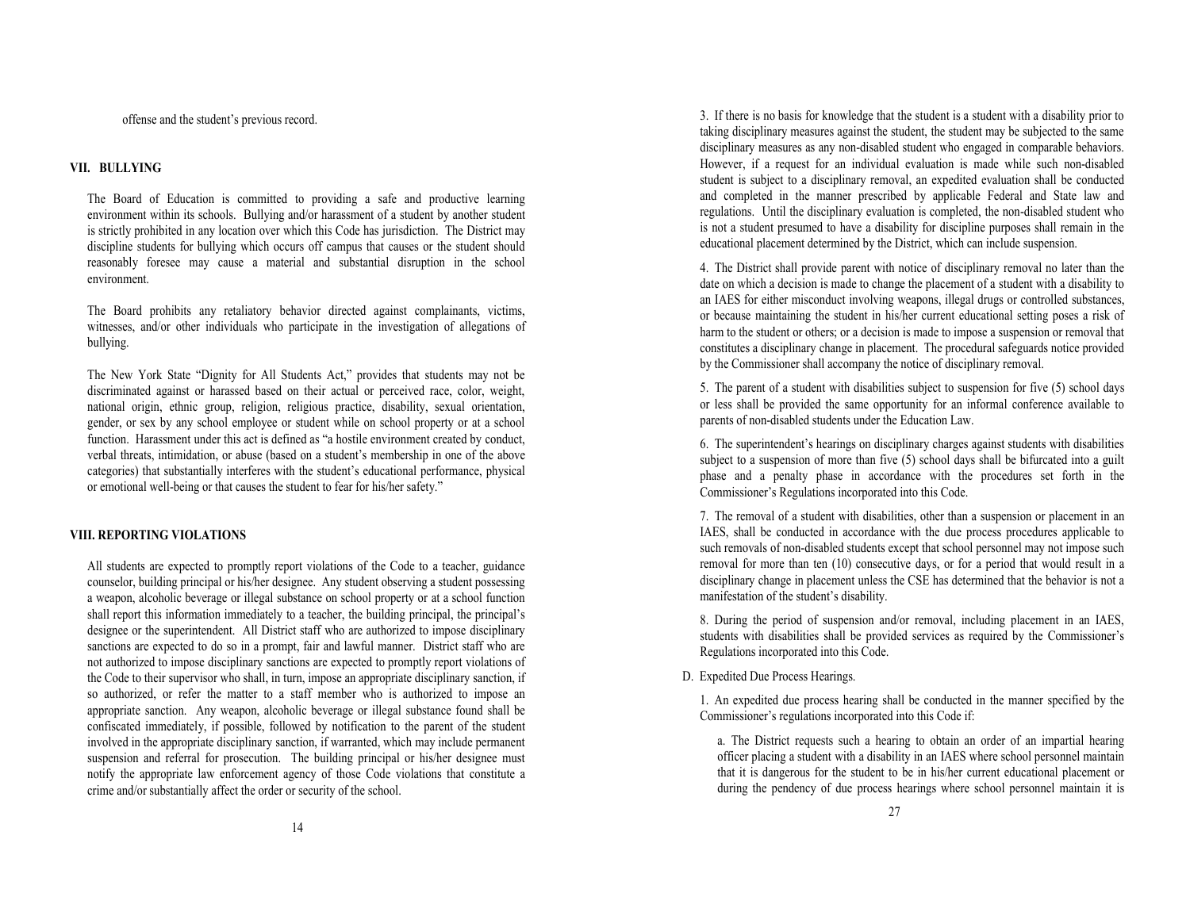offense and the student's previous record.

## VII. BULLYING

The Board of Education is committed to providing a safe and productive learning environment within its schools. Bullying and/or harassment of a student by another student is strictly prohibited in any location over which this Code has jurisdiction. The District may discipline students for bullying which occurs off campus that causes or the student should reasonably foresee may cause a material and substantial disruption in the school environment.

The Board prohibits any retaliatory behavior directed against complainants, victims, witnesses, and/or other individuals who participate in the investigation of allegations of bullying.

The New York State "Dignity for All Students Act," provides that students may not be discriminated against or harassed based on their actual or perceived race, color, weight, national origin, ethnic group, religion, religious practice, disability, sexual orientation, gender, or sex by any school employee or student while on school property or at a school function. Harassment under this act is defined as "a hostile environment created by conduct, verbal threats, intimidation, or abuse (based on a student's membership in one of the above categories) that substantially interferes with the student's educational performance, physical or emotional well-being or that causes the student to fear for his/her safety."

## VIII. REPORTING VIOLATIONS

All students are expected to promptly report violations of the Code to a teacher, guidance counselor, building principal or his/her designee. Any student observing a student possessing a weapon, alcoholic beverage or illegal substance on school property or at a school function shall report this information immediately to a teacher, the building principal, the principal's designee or the superintendent. All District staff who are authorized to impose disciplinary sanctions are expected to do so in a prompt, fair and lawful manner. District staff who are not authorized to impose disciplinary sanctions are expected to promptly report violations of the Code to their supervisor who shall, in turn, impose an appropriate disciplinary sanction, if so authorized, or refer the matter to a staff member who is authorized to impose an appropriate sanction. Any weapon, alcoholic beverage or illegal substance found shall be confiscated immediately, if possible, followed by notification to the parent of the student involved in the appropriate disciplinary sanction, if warranted, which may include permanent suspension and referral for prosecution. The building principal or his/her designee must notify the appropriate law enforcement agency of those Code violations that constitute a crime and/or substantially affect the order or security of the school.

3. If there is no basis for knowledge that the student is a student with a disability prior to taking disciplinary measures against the student, the student may be subjected to the same disciplinary measures as any non-disabled student who engaged in comparable behaviors. However, if a request for an individual evaluation is made while such non-disabled student is subject to a disciplinary removal, an expedited evaluation shall be conducted and completed in the manner prescribed by applicable Federal and State law and regulations. Until the disciplinary evaluation is completed, the non-disabled student who is not a student presumed to have a disability for discipline purposes shall remain in the educational placement determined by the District, which can include suspension.

4. The District shall provide parent with notice of disciplinary removal no later than the date on which a decision is made to change the placement of a student with a disability to an IAES for either misconduct involving weapons, illegal drugs or controlled substances, or because maintaining the student in his/her current educational setting poses a risk of harm to the student or others; or a decision is made to impose a suspension or removal that constitutes a disciplinary change in placement. The procedural safeguards notice provided by the Commissioner shall accompany the notice of disciplinary removal.

5. The parent of a student with disabilities subject to suspension for five (5) school days or less shall be provided the same opportunity for an informal conference available to parents of non-disabled students under the Education Law.

6. The superintendent's hearings on disciplinary charges against students with disabilities subject to a suspension of more than five (5) school days shall be bifurcated into a guilt phase and a penalty phase in accordance with the procedures set forth in the Commissioner's Regulations incorporated into this Code.

7. The removal of a student with disabilities, other than a suspension or placement in an IAES, shall be conducted in accordance with the due process procedures applicable to such removals of non-disabled students except that school personnel may not impose such removal for more than ten (10) consecutive days, or for a period that would result in a disciplinary change in placement unless the CSE has determined that the behavior is not a manifestation of the student's disability.

8. During the period of suspension and/or removal, including placement in an IAES, students with disabilities shall be provided services as required by the Commissioner's Regulations incorporated into this Code.

D. Expedited Due Process Hearings.

1. An expedited due process hearing shall be conducted in the manner specified by the Commissioner's regulations incorporated into this Code if:

a. The District requests such a hearing to obtain an order of an impartial hearing officer placing a student with a disability in an IAES where school personnel maintain that it is dangerous for the student to be in his/her current educational placement or during the pendency of due process hearings where school personnel maintain it is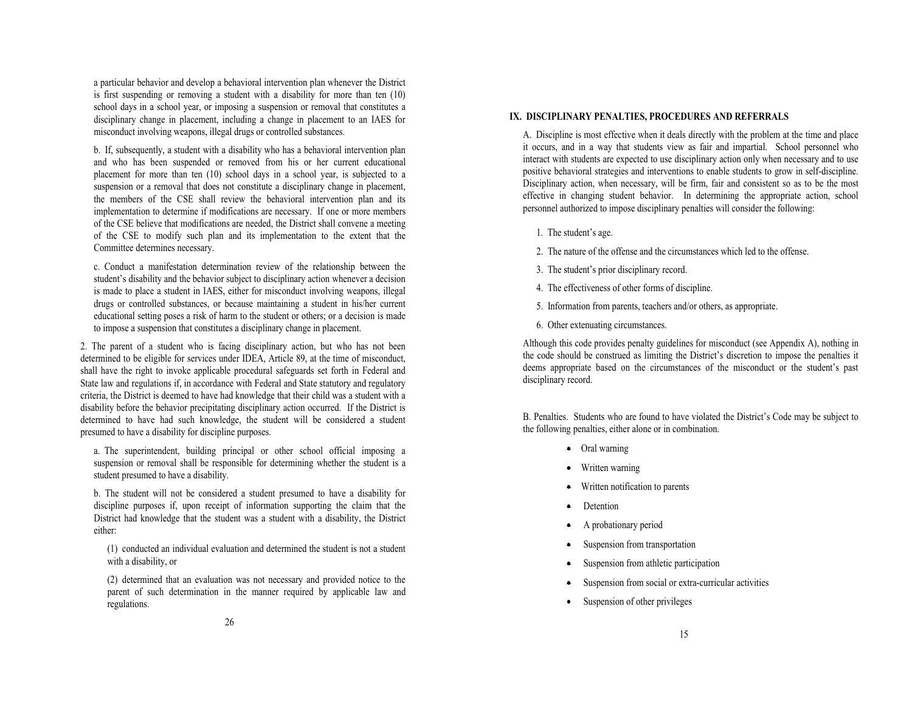a particular behavior and develop a behavioral intervention plan whenever the District is first suspending or removing a student with a disability for more than ten (10) school days in a school year, or imposing a suspension or removal that constitutes a disciplinary change in placement, including a change in placement to an IAES for misconduct involving weapons, illegal drugs or controlled substances.

b. If, subsequently, a student with a disability who has a behavioral intervention plan and who has been suspended or removed from his or her current educational placement for more than ten (10) school days in a school year, is subjected to a suspension or a removal that does not constitute a disciplinary change in placement, the members of the CSE shall review the behavioral intervention plan and its implementation to determine if modifications are necessary. If one or more members of the CSE believe that modifications are needed, the District shall convene a meeting of the CSE to modify such plan and its implementation to the extent that the Committee determines necessary.

c. Conduct a manifestation determination review of the relationship between the student's disability and the behavior subject to disciplinary action whenever a decision is made to place a student in IAES, either for misconduct involving weapons, illegal drugs or controlled substances, or because maintaining a student in his/her current educational setting poses a risk of harm to the student or others; or a decision is made to impose a suspension that constitutes a disciplinary change in placement.

2. The parent of a student who is facing disciplinary action, but who has not been determined to be eligible for services under IDEA, Article 89, at the time of misconduct, shall have the right to invoke applicable procedural safeguards set forth in Federal and State law and regulations if, in accordance with Federal and State statutory and regulatory criteria, the District is deemed to have had knowledge that their child was a student with a disability before the behavior precipitating disciplinary action occurred. If the District is determined to have had such knowledge, the student will be considered a student presumed to have a disability for discipline purposes.

a. The superintendent, building principal or other school official imposing a suspension or removal shall be responsible for determining whether the student is a student presumed to have a disability.

b. The student will not be considered a student presumed to have a disability for discipline purposes if, upon receipt of information supporting the claim that the District had knowledge that the student was a student with a disability, the District either:

(1) conducted an individual evaluation and determined the student is not a student with a disability, or

(2) determined that an evaluation was not necessary and provided notice to the parent of such determination in the manner required by applicable law and regulations.

## IX. DISCIPLINARY PENALTIES, PROCEDURES AND REFERRALS

A. Discipline is most effective when it deals directly with the problem at the time and place it occurs, and in a way that students view as fair and impartial. School personnel who interact with students are expected to use disciplinary action only when necessary and to use positive behavioral strategies and interventions to enable students to grow in self-discipline. Disciplinary action, when necessary, will be firm, fair and consistent so as to be the most effective in changing student behavior. In determining the appropriate action, school personnel authorized to impose disciplinary penalties will consider the following:

1. The student's age.
2. The nature of the offense and the circumstances which led to the offense.
3. The student's prior disciplinary record.
4. The effectiveness of other forms of discipline.
5. Information from parents, teachers and/or others, as appropriate.
6. Other extenuating circumstances.

Although this code provides penalty guidelines for misconduct (see Appendix A), nothing in the code should be construed as limiting the District's discretion to impose the penalties it deems appropriate based on the circumstances of the misconduct or the student's past disciplinary record.

B. Penalties. Students who are found to have violated the District's Code may be subject to the following penalties, either alone or in combination.

- Oral warning
- Written warning
- Written notification to parents
- Detention
- A probationary period
- Suspension from transportation
- Suspension from athletic participation
- Suspension from social or extra-curricular activities
- Suspension of other privileges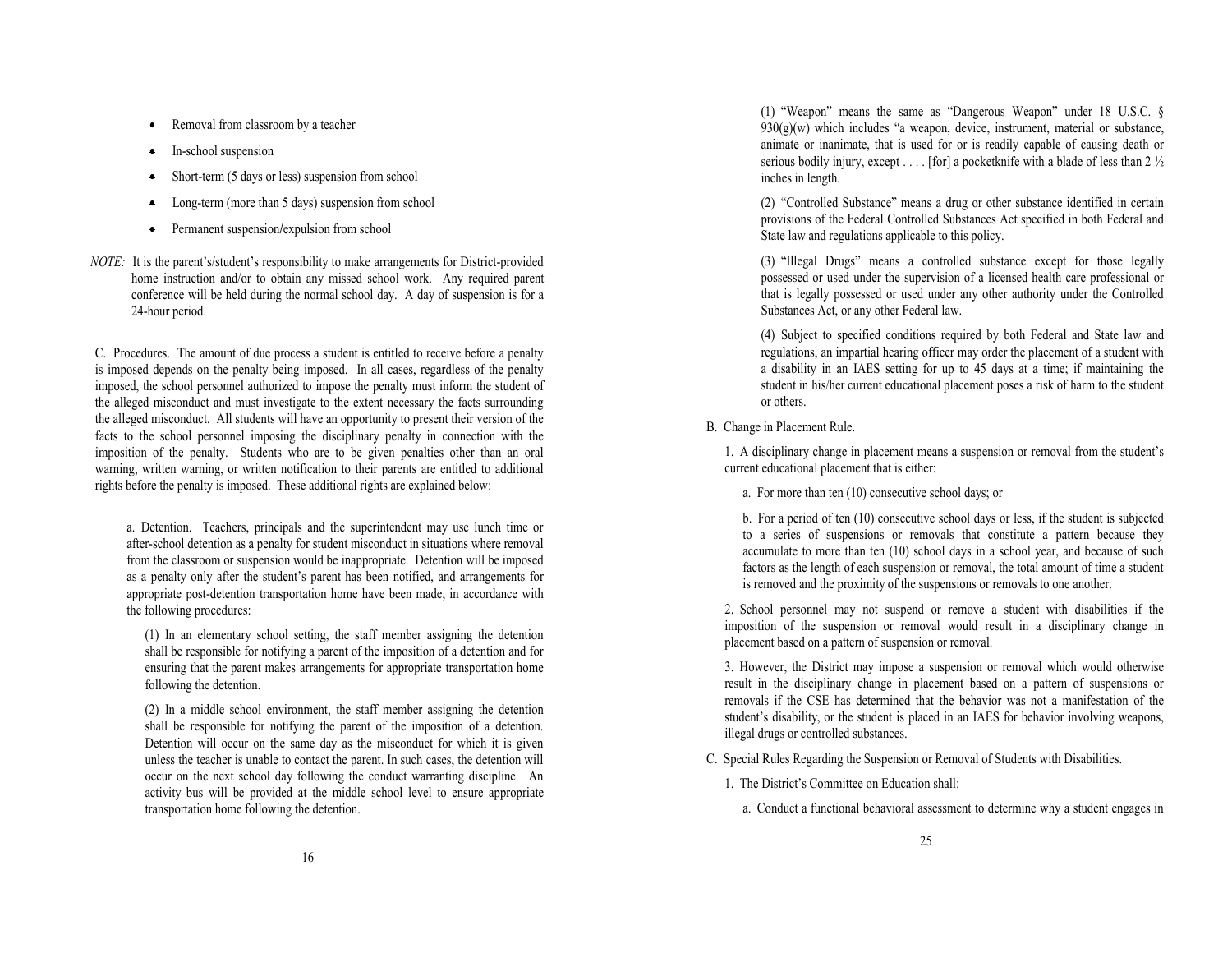- Removal from classroom by a teacher
- In-school suspension
- Short-term (5 days or less) suspension from school
- Long-term (more than 5 days) suspension from school
- Permanent suspension/expulsion from school

*NOTE:* It is the parent's/student's responsibility to make arrangements for District-provided home instruction and/or to obtain any missed school work. Any required parent conference will be held during the normal school day. A day of suspension is for a 24-hour period.

C. Procedures. The amount of due process a student is entitled to receive before a penalty is imposed depends on the penalty being imposed. In all cases, regardless of the penalty imposed, the school personnel authorized to impose the penalty must inform the student of the alleged misconduct and must investigate to the extent necessary the facts surrounding the alleged misconduct. All students will have an opportunity to present their version of the facts to the school personnel imposing the disciplinary penalty in connection with the imposition of the penalty. Students who are to be given penalties other than an oral warning, written warning, or written notification to their parents are entitled to additional rights before the penalty is imposed. These additional rights are explained below:

a. Detention. Teachers, principals and the superintendent may use lunch time or after-school detention as a penalty for student misconduct in situations where removal from the classroom or suspension would be inappropriate. Detention will be imposed as a penalty only after the student's parent has been notified, and arrangements for appropriate post-detention transportation home have been made, in accordance with the following procedures:

(1) In an elementary school setting, the staff member assigning the detention shall be responsible for notifying a parent of the imposition of a detention and for ensuring that the parent makes arrangements for appropriate transportation home following the detention.

(2) In a middle school environment, the staff member assigning the detention shall be responsible for notifying the parent of the imposition of a detention. Detention will occur on the same day as the misconduct for which it is given unless the teacher is unable to contact the parent. In such cases, the detention will occur on the next school day following the conduct warranting discipline. An activity bus will be provided at the middle school level to ensure appropriate transportation home following the detention.

(1) "Weapon" means the same as "Dangerous Weapon" under 18 U.S.C. § 930(g)(w) which includes "a weapon, device, instrument, material or substance, animate or inanimate, that is used for or is readily capable of causing death or serious bodily injury, except . . . . [for] a pocketknife with a blade of less than 2 ½ inches in length.

(2) "Controlled Substance" means a drug or other substance identified in certain provisions of the Federal Controlled Substances Act specified in both Federal and State law and regulations applicable to this policy.

(3) "Illegal Drugs" means a controlled substance except for those legally possessed or used under the supervision of a licensed health care professional or that is legally possessed or used under any other authority under the Controlled Substances Act, or any other Federal law.

(4) Subject to specified conditions required by both Federal and State law and regulations, an impartial hearing officer may order the placement of a student with a disability in an IAES setting for up to 45 days at a time; if maintaining the student in his/her current educational placement poses a risk of harm to the student or others.

B. Change in Placement Rule.

1. A disciplinary change in placement means a suspension or removal from the student's current educational placement that is either:

a. For more than ten (10) consecutive school days; or

b. For a period of ten (10) consecutive school days or less, if the student is subjected to a series of suspensions or removals that constitute a pattern because they accumulate to more than ten (10) school days in a school year, and because of such factors as the length of each suspension or removal, the total amount of time a student is removed and the proximity of the suspensions or removals to one another.

2. School personnel may not suspend or remove a student with disabilities if the imposition of the suspension or removal would result in a disciplinary change in placement based on a pattern of suspension or removal.

3. However, the District may impose a suspension or removal which would otherwise result in the disciplinary change in placement based on a pattern of suspensions or removals if the CSE has determined that the behavior was not a manifestation of the student's disability, or the student is placed in an IAES for behavior involving weapons, illegal drugs or controlled substances.

C. Special Rules Regarding the Suspension or Removal of Students with Disabilities.

1. The District's Committee on Education shall:

a. Conduct a functional behavioral assessment to determine why a student engages in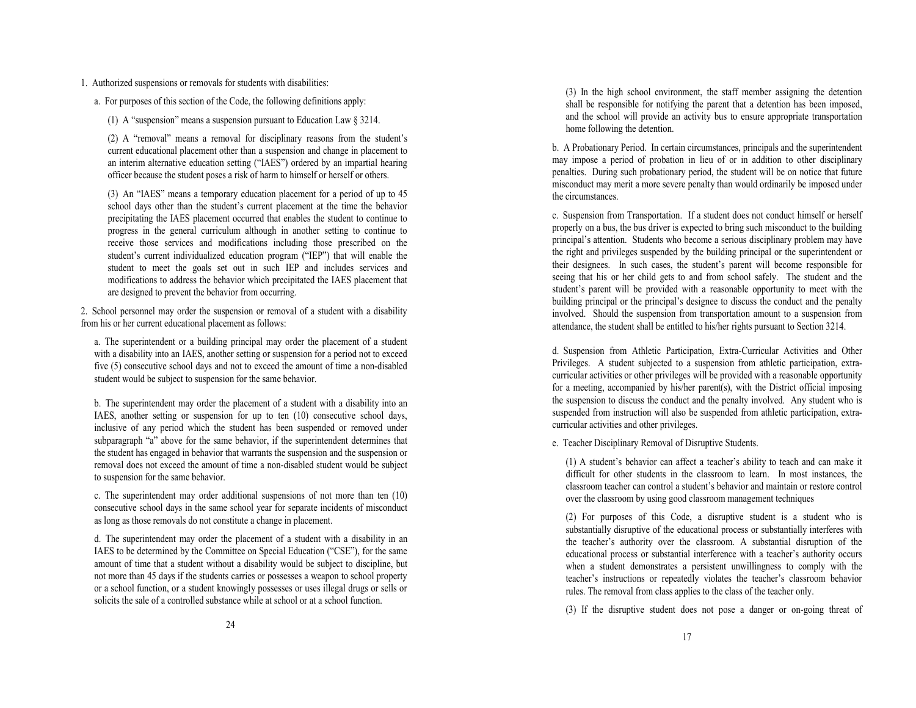1. Authorized suspensions or removals for students with disabilities:

a. For purposes of this section of the Code, the following definitions apply:

(1) A "suspension" means a suspension pursuant to Education Law § 3214.

(2) A "removal" means a removal for disciplinary reasons from the student's current educational placement other than a suspension and change in placement to an interim alternative education setting ("IAES") ordered by an impartial hearing officer because the student poses a risk of harm to himself or herself or others.

(3) An "IAES" means a temporary education placement for a period of up to 45 school days other than the student's current placement at the time the behavior precipitating the IAES placement occurred that enables the student to continue to progress in the general curriculum although in another setting to continue to receive those services and modifications including those prescribed on the student's current individualized education program ("IEP") that will enable the student to meet the goals set out in such IEP and includes services and modifications to address the behavior which precipitated the IAES placement that are designed to prevent the behavior from occurring.

2. School personnel may order the suspension or removal of a student with a disability from his or her current educational placement as follows:

a. The superintendent or a building principal may order the placement of a student with a disability into an IAES, another setting or suspension for a period not to exceed five (5) consecutive school days and not to exceed the amount of time a non-disabled student would be subject to suspension for the same behavior.

b. The superintendent may order the placement of a student with a disability into an IAES, another setting or suspension for up to ten (10) consecutive school days, inclusive of any period which the student has been suspended or removed under subparagraph "a" above for the same behavior, if the superintendent determines that the student has engaged in behavior that warrants the suspension and the suspension or removal does not exceed the amount of time a non-disabled student would be subject to suspension for the same behavior.

c. The superintendent may order additional suspensions of not more than ten (10) consecutive school days in the same school year for separate incidents of misconduct as long as those removals do not constitute a change in placement.

d. The superintendent may order the placement of a student with a disability in an IAES to be determined by the Committee on Special Education ("CSE"), for the same amount of time that a student without a disability would be subject to discipline, but not more than 45 days if the students carries or possesses a weapon to school property or a school function, or a student knowingly possesses or uses illegal drugs or sells or solicits the sale of a controlled substance while at school or at a school function.

(3) In the high school environment, the staff member assigning the detention shall be responsible for notifying the parent that a detention has been imposed, and the school will provide an activity bus to ensure appropriate transportation home following the detention.

b. A Probationary Period. In certain circumstances, principals and the superintendent may impose a period of probation in lieu of or in addition to other disciplinary penalties. During such probationary period, the student will be on notice that future misconduct may merit a more severe penalty than would ordinarily be imposed under the circumstances.

c. Suspension from Transportation. If a student does not conduct himself or herself properly on a bus, the bus driver is expected to bring such misconduct to the building principal's attention. Students who become a serious disciplinary problem may have the right and privileges suspended by the building principal or the superintendent or their designees. In such cases, the student's parent will become responsible for seeing that his or her child gets to and from school safely. The student and the student's parent will be provided with a reasonable opportunity to meet with the building principal or the principal's designee to discuss the conduct and the penalty involved. Should the suspension from transportation amount to a suspension from attendance, the student shall be entitled to his/her rights pursuant to Section 3214.

d. Suspension from Athletic Participation, Extra-Curricular Activities and Other Privileges. A student subjected to a suspension from athletic participation, extra-curricular activities or other privileges will be provided with a reasonable opportunity for a meeting, accompanied by his/her parent(s), with the District official imposing the suspension to discuss the conduct and the penalty involved. Any student who is suspended from instruction will also be suspended from athletic participation, extra-curricular activities and other privileges.

e. Teacher Disciplinary Removal of Disruptive Students.

(1) A student's behavior can affect a teacher's ability to teach and can make it difficult for other students in the classroom to learn. In most instances, the classroom teacher can control a student's behavior and maintain or restore control over the classroom by using good classroom management techniques

(2) For purposes of this Code, a disruptive student is a student who is substantially disruptive of the educational process or substantially interferes with the teacher's authority over the classroom. A substantial disruption of the educational process or substantial interference with a teacher's authority occurs when a student demonstrates a persistent unwillingness to comply with the teacher's instructions or repeatedly violates the teacher's classroom behavior rules. The removal from class applies to the class of the teacher only.

(3) If the disruptive student does not pose a danger or on-going threat of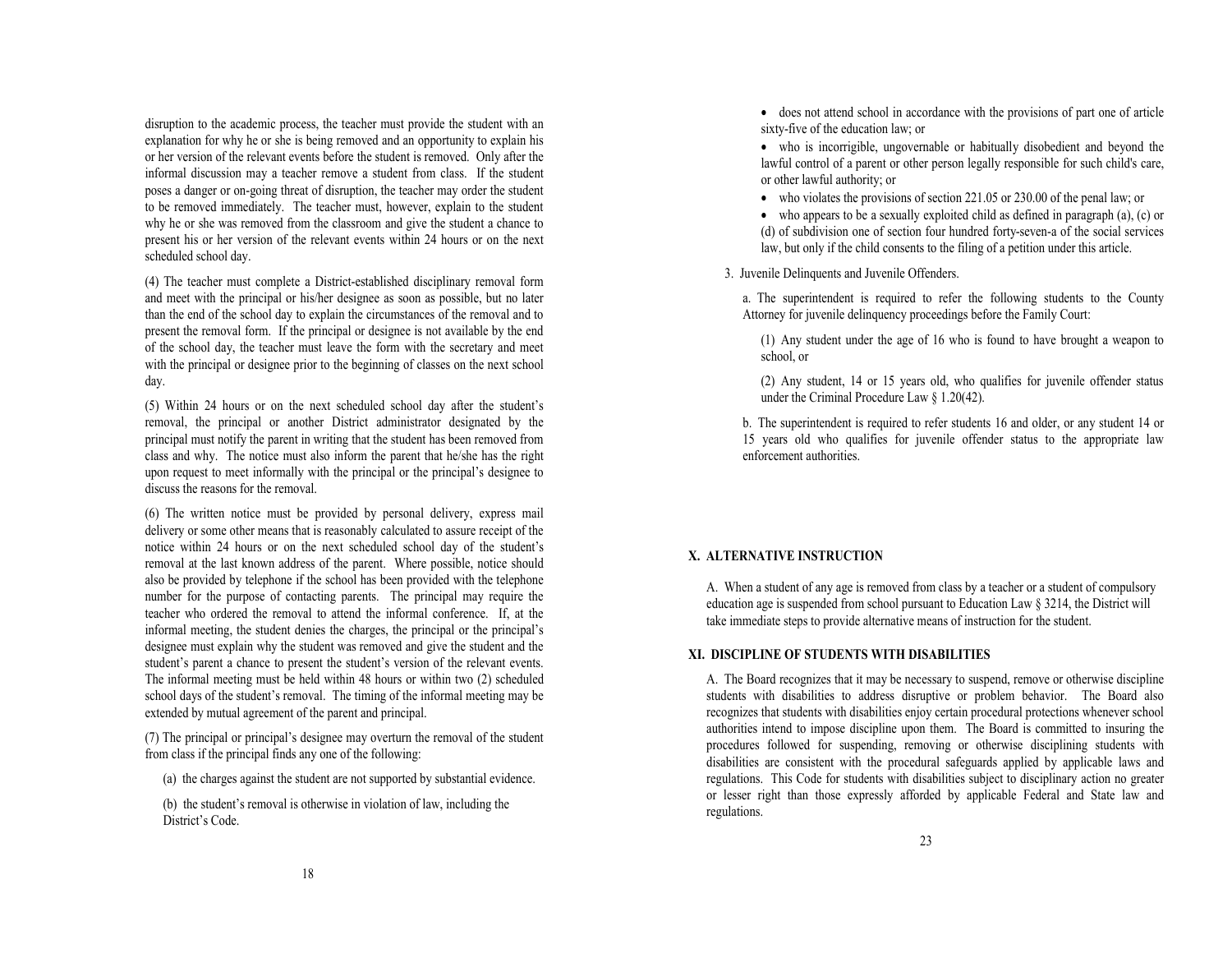disruption to the academic process, the teacher must provide the student with an explanation for why he or she is being removed and an opportunity to explain his or her version of the relevant events before the student is removed. Only after the informal discussion may a teacher remove a student from class. If the student poses a danger or on-going threat of disruption, the teacher may order the student to be removed immediately. The teacher must, however, explain to the student why he or she was removed from the classroom and give the student a chance to present his or her version of the relevant events within 24 hours or on the next scheduled school day.

(4) The teacher must complete a District-established disciplinary removal form and meet with the principal or his/her designee as soon as possible, but no later than the end of the school day to explain the circumstances of the removal and to present the removal form. If the principal or designee is not available by the end of the school day, the teacher must leave the form with the secretary and meet with the principal or designee prior to the beginning of classes on the next school day.

(5) Within 24 hours or on the next scheduled school day after the student's removal, the principal or another District administrator designated by the principal must notify the parent in writing that the student has been removed from class and why. The notice must also inform the parent that he/she has the right upon request to meet informally with the principal or the principal's designee to discuss the reasons for the removal.

(6) The written notice must be provided by personal delivery, express mail delivery or some other means that is reasonably calculated to assure receipt of the notice within 24 hours or on the next scheduled school day of the student's removal at the last known address of the parent. Where possible, notice should also be provided by telephone if the school has been provided with the telephone number for the purpose of contacting parents. The principal may require the teacher who ordered the removal to attend the informal conference. If, at the informal meeting, the student denies the charges, the principal or the principal's designee must explain why the student was removed and give the student and the student's parent a chance to present the student's version of the relevant events. The informal meeting must be held within 48 hours or within two (2) scheduled school days of the student's removal. The timing of the informal meeting may be extended by mutual agreement of the parent and principal.

(7) The principal or principal's designee may overturn the removal of the student from class if the principal finds any one of the following:

(a) the charges against the student are not supported by substantial evidence.

(b) the student's removal is otherwise in violation of law, including the District's Code.

- does not attend school in accordance with the provisions of part one of article sixty-five of the education law; or
- who is incorrigible, ungovernable or habitually disobedient and beyond the lawful control of a parent or other person legally responsible for such child's care, or other lawful authority; or
- who violates the provisions of section 221.05 or 230.00 of the penal law; or
- who appears to be a sexually exploited child as defined in paragraph (a), (c) or (d) of subdivision one of section four hundred forty-seven-a of the social services law, but only if the child consents to the filing of a petition under this article.

3. Juvenile Delinquents and Juvenile Offenders.

a. The superintendent is required to refer the following students to the County Attorney for juvenile delinquency proceedings before the Family Court:

(1) Any student under the age of 16 who is found to have brought a weapon to school, or

(2) Any student, 14 or 15 years old, who qualifies for juvenile offender status under the Criminal Procedure Law § 1.20(42).

b. The superintendent is required to refer students 16 and older, or any student 14 or 15 years old who qualifies for juvenile offender status to the appropriate law enforcement authorities.

## X. ALTERNATIVE INSTRUCTION

A. When a student of any age is removed from class by a teacher or a student of compulsory education age is suspended from school pursuant to Education Law § 3214, the District will take immediate steps to provide alternative means of instruction for the student.

## XI. DISCIPLINE OF STUDENTS WITH DISABILITIES

A. The Board recognizes that it may be necessary to suspend, remove or otherwise discipline students with disabilities to address disruptive or problem behavior. The Board also recognizes that students with disabilities enjoy certain procedural protections whenever school authorities intend to impose discipline upon them. The Board is committed to insuring the procedures followed for suspending, removing or otherwise disciplining students with disabilities are consistent with the procedural safeguards applied by applicable laws and regulations. This Code for students with disabilities subject to disciplinary action no greater or lesser right than those expressly afforded by applicable Federal and State law and regulations.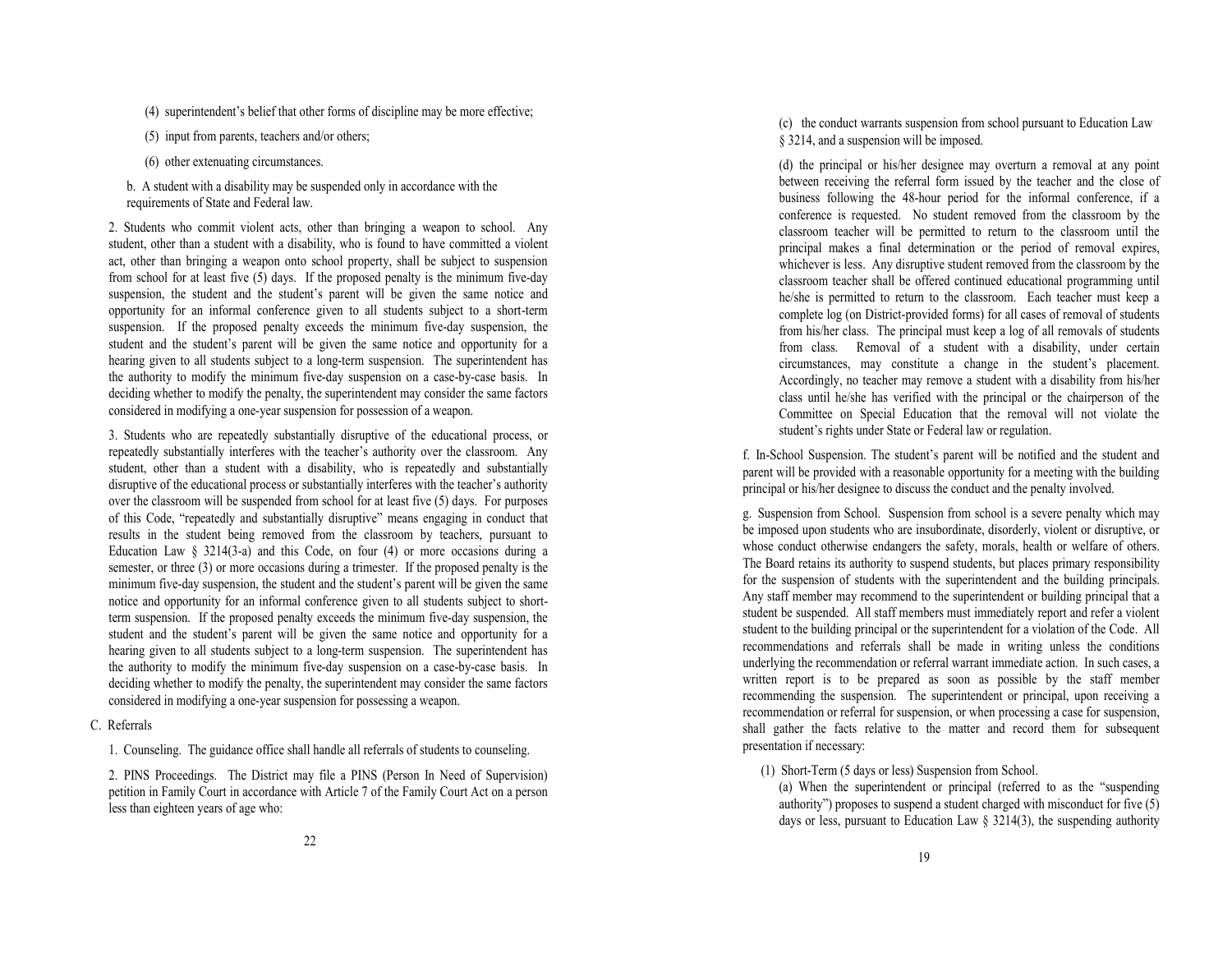(4) superintendent's belief that other forms of discipline may be more effective;

(5) input from parents, teachers and/or others;

(6) other extenuating circumstances.

b. A student with a disability may be suspended only in accordance with the requirements of State and Federal law.

2. Students who commit violent acts, other than bringing a weapon to school. Any student, other than a student with a disability, who is found to have committed a violent act, other than bringing a weapon onto school property, shall be subject to suspension from school for at least five (5) days. If the proposed penalty is the minimum five-day suspension, the student and the student's parent will be given the same notice and opportunity for an informal conference given to all students subject to a short-term suspension. If the proposed penalty exceeds the minimum five-day suspension, the student and the student's parent will be given the same notice and opportunity for a hearing given to all students subject to a long-term suspension. The superintendent has the authority to modify the minimum five-day suspension on a case-by-case basis. In deciding whether to modify the penalty, the superintendent may consider the same factors considered in modifying a one-year suspension for possession of a weapon.

3. Students who are repeatedly substantially disruptive of the educational process, or repeatedly substantially interferes with the teacher's authority over the classroom. Any student, other than a student with a disability, who is repeatedly and substantially disruptive of the educational process or substantially interferes with the teacher's authority over the classroom will be suspended from school for at least five (5) days. For purposes of this Code, "repeatedly and substantially disruptive" means engaging in conduct that results in the student being removed from the classroom by teachers, pursuant to Education Law § 3214(3-a) and this Code, on four (4) or more occasions during a semester, or three (3) or more occasions during a trimester. If the proposed penalty is the minimum five-day suspension, the student and the student's parent will be given the same notice and opportunity for an informal conference given to all students subject to short-term suspension. If the proposed penalty exceeds the minimum five-day suspension, the student and the student's parent will be given the same notice and opportunity for a hearing given to all students subject to a long-term suspension. The superintendent has the authority to modify the minimum five-day suspension on a case-by-case basis. In deciding whether to modify the penalty, the superintendent may consider the same factors considered in modifying a one-year suspension for possessing a weapon.

C. Referrals

1. Counseling. The guidance office shall handle all referrals of students to counseling.

2. PINS Proceedings. The District may file a PINS (Person In Need of Supervision) petition in Family Court in accordance with Article 7 of the Family Court Act on a person less than eighteen years of age who:

(c) the conduct warrants suspension from school pursuant to Education Law § 3214, and a suspension will be imposed.

(d) the principal or his/her designee may overturn a removal at any point between receiving the referral form issued by the teacher and the close of business following the 48-hour period for the informal conference, if a conference is requested. No student removed from the classroom by the classroom teacher will be permitted to return to the classroom until the principal makes a final determination or the period of removal expires, whichever is less. Any disruptive student removed from the classroom by the classroom teacher shall be offered continued educational programming until he/she is permitted to return to the classroom. Each teacher must keep a complete log (on District-provided forms) for all cases of removal of students from his/her class. The principal must keep a log of all removals of students from class. Removal of a student with a disability, under certain circumstances, may constitute a change in the student's placement. Accordingly, no teacher may remove a student with a disability from his/her class until he/she has verified with the principal or the chairperson of the Committee on Special Education that the removal will not violate the student's rights under State or Federal law or regulation.

f. In-School Suspension. The student's parent will be notified and the student and parent will be provided with a reasonable opportunity for a meeting with the building principal or his/her designee to discuss the conduct and the penalty involved.

g. Suspension from School. Suspension from school is a severe penalty which may be imposed upon students who are insubordinate, disorderly, violent or disruptive, or whose conduct otherwise endangers the safety, morals, health or welfare of others. The Board retains its authority to suspend students, but places primary responsibility for the suspension of students with the superintendent and the building principals. Any staff member may recommend to the superintendent or building principal that a student be suspended. All staff members must immediately report and refer a violent student to the building principal or the superintendent for a violation of the Code. All recommendations and referrals shall be made in writing unless the conditions underlying the recommendation or referral warrant immediate action. In such cases, a written report is to be prepared as soon as possible by the staff member recommending the suspension. The superintendent or principal, upon receiving a recommendation or referral for suspension, or when processing a case for suspension, shall gather the facts relative to the matter and record them for subsequent presentation if necessary:

(1) Short-Term (5 days or less) Suspension from School.

(a) When the superintendent or principal (referred to as the "suspending authority") proposes to suspend a student charged with misconduct for five (5) days or less, pursuant to Education Law § 3214(3), the suspending authority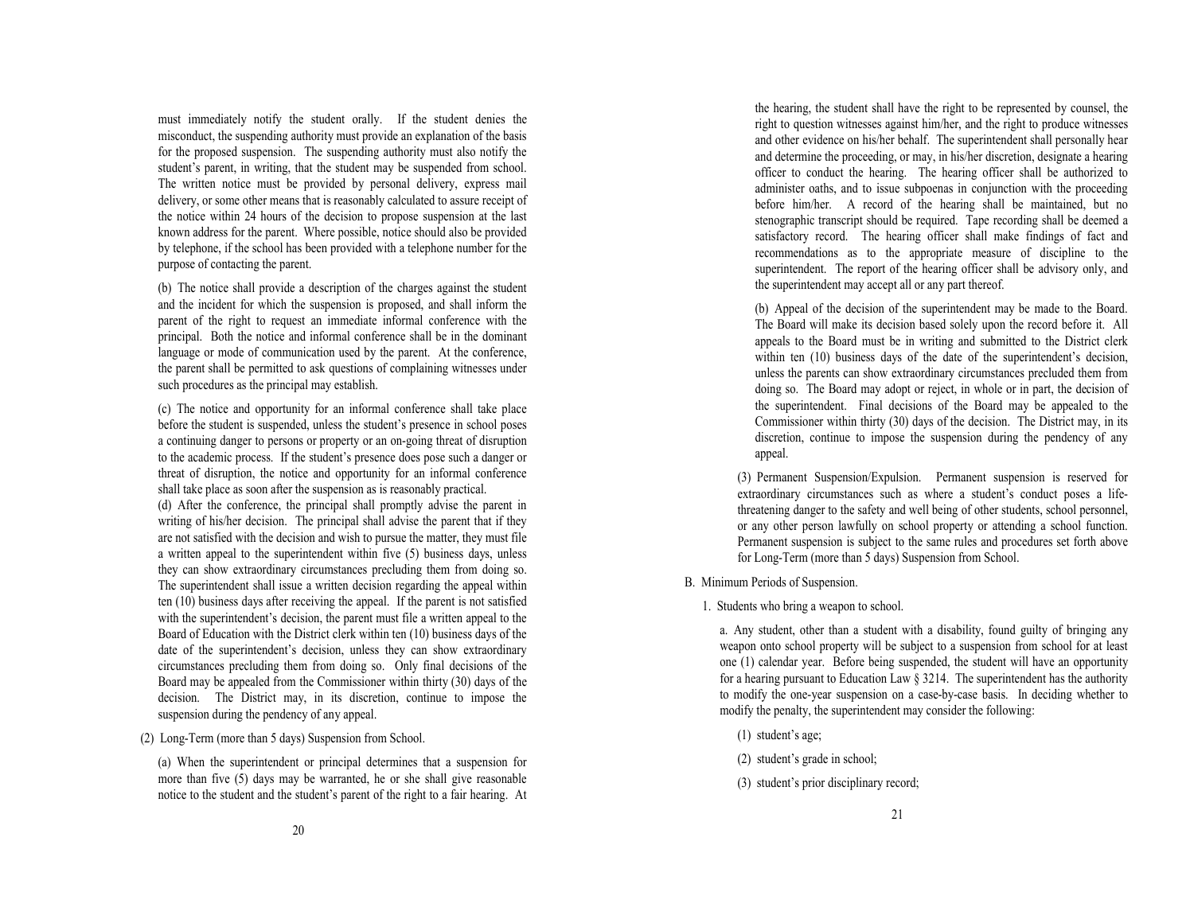must immediately notify the student orally. If the student denies the misconduct, the suspending authority must provide an explanation of the basis for the proposed suspension. The suspending authority must also notify the student's parent, in writing, that the student may be suspended from school. The written notice must be provided by personal delivery, express mail delivery, or some other means that is reasonably calculated to assure receipt of the notice within 24 hours of the decision to propose suspension at the last known address for the parent. Where possible, notice should also be provided by telephone, if the school has been provided with a telephone number for the purpose of contacting the parent.

(b) The notice shall provide a description of the charges against the student and the incident for which the suspension is proposed, and shall inform the parent of the right to request an immediate informal conference with the principal. Both the notice and informal conference shall be in the dominant language or mode of communication used by the parent. At the conference, the parent shall be permitted to ask questions of complaining witnesses under such procedures as the principal may establish.

(c) The notice and opportunity for an informal conference shall take place before the student is suspended, unless the student's presence in school poses a continuing danger to persons or property or an on-going threat of disruption to the academic process. If the student's presence does pose such a danger or threat of disruption, the notice and opportunity for an informal conference shall take place as soon after the suspension as is reasonably practical.

(d) After the conference, the principal shall promptly advise the parent in writing of his/her decision. The principal shall advise the parent that if they are not satisfied with the decision and wish to pursue the matter, they must file a written appeal to the superintendent within five (5) business days, unless they can show extraordinary circumstances precluding them from doing so. The superintendent shall issue a written decision regarding the appeal within ten (10) business days after receiving the appeal. If the parent is not satisfied with the superintendent's decision, the parent must file a written appeal to the Board of Education with the District clerk within ten (10) business days of the date of the superintendent's decision, unless they can show extraordinary circumstances precluding them from doing so. Only final decisions of the Board may be appealed from the Commissioner within thirty (30) days of the decision. The District may, in its discretion, continue to impose the suspension during the pendency of any appeal.

(2) Long-Term (more than 5 days) Suspension from School.

(a) When the superintendent or principal determines that a suspension for more than five (5) days may be warranted, he or she shall give reasonable notice to the student and the student's parent of the right to a fair hearing. At the hearing, the student shall have the right to be represented by counsel, the right to question witnesses against him/her, and the right to produce witnesses and other evidence on his/her behalf. The superintendent shall personally hear and determine the proceeding, or may, in his/her discretion, designate a hearing officer to conduct the hearing. The hearing officer shall be authorized to administer oaths, and to issue subpoenas in conjunction with the proceeding before him/her. A record of the hearing shall be maintained, but no stenographic transcript should be required. Tape recording shall be deemed a satisfactory record. The hearing officer shall make findings of fact and recommendations as to the appropriate measure of discipline to the superintendent. The report of the hearing officer shall be advisory only, and the superintendent may accept all or any part thereof.

(b) Appeal of the decision of the superintendent may be made to the Board. The Board will make its decision based solely upon the record before it. All appeals to the Board must be in writing and submitted to the District clerk within ten (10) business days of the date of the superintendent's decision, unless the parents can show extraordinary circumstances precluded them from doing so. The Board may adopt or reject, in whole or in part, the decision of the superintendent. Final decisions of the Board may be appealed to the Commissioner within thirty (30) days of the decision. The District may, in its discretion, continue to impose the suspension during the pendency of any appeal.

(3) Permanent Suspension/Expulsion. Permanent suspension is reserved for extraordinary circumstances such as where a student's conduct poses a life-threatening danger to the safety and well being of other students, school personnel, or any other person lawfully on school property or attending a school function. Permanent suspension is subject to the same rules and procedures set forth above for Long-Term (more than 5 days) Suspension from School.

B. Minimum Periods of Suspension.

1. Students who bring a weapon to school.

a. Any student, other than a student with a disability, found guilty of bringing any weapon onto school property will be subject to a suspension from school for at least one (1) calendar year. Before being suspended, the student will have an opportunity for a hearing pursuant to Education Law § 3214. The superintendent has the authority to modify the one-year suspension on a case-by-case basis. In deciding whether to modify the penalty, the superintendent may consider the following:

(1) student's age;

(2) student's grade in school;

(3) student's prior disciplinary record;